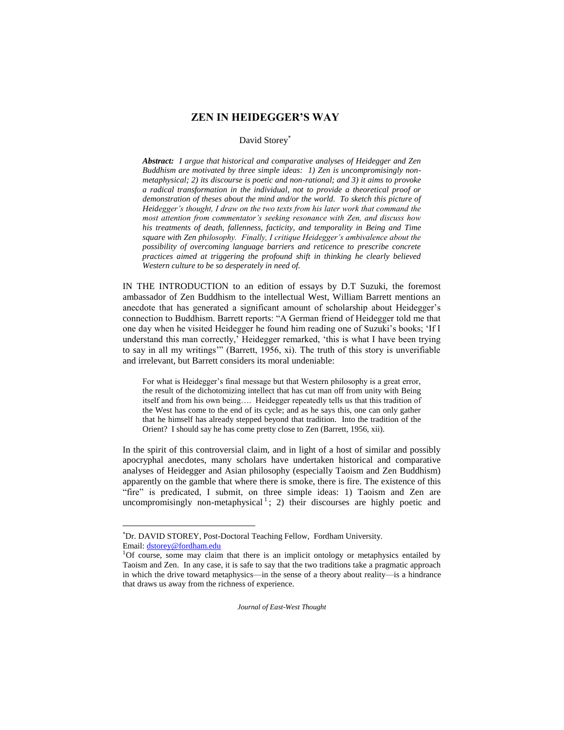# ZEN IN HEIDEGGER'S WAY

David Storey[*]

***Abstract:*** *I argue that historical and comparative analyses of Heidegger and Zen Buddhism are motivated by three simple ideas: 1) Zen is uncompromisingly non-metaphysical; 2) its discourse is poetic and non-rational; and 3) it aims to provoke a radical transformation in the individual, not to provide a theoretical proof or demonstration of theses about the mind and/or the world. To sketch this picture of Heidegger's thought, I draw on the two texts from his later work that command the most attention from commentator's seeking resonance with Zen, and discuss how his treatments of death, fallenness, facticity, and temporality in Being and Time square with Zen philosophy. Finally, I critique Heidegger's ambivalence about the possibility of overcoming language barriers and reticence to prescribe concrete practices aimed at triggering the profound shift in thinking he clearly believed Western culture to be so desperately in need of.*

IN THE INTRODUCTION to an edition of essays by D.T Suzuki, the foremost ambassador of Zen Buddhism to the intellectual West, William Barrett mentions an anecdote that has generated a significant amount of scholarship about Heidegger's connection to Buddhism. Barrett reports: "A German friend of Heidegger told me that one day when he visited Heidegger he found him reading one of Suzuki's books; 'If I understand this man correctly,' Heidegger remarked, 'this is what I have been trying to say in all my writings'" (Barrett, 1956, xi). The truth of this story is unverifiable and irrelevant, but Barrett considers its moral undeniable:

> For what is Heidegger's final message but that Western philosophy is a great error, the result of the dichotomizing intellect that has cut man off from unity with Being itself and from his own being…. Heidegger repeatedly tells us that this tradition of the West has come to the end of its cycle; and as he says this, one can only gather that he himself has already stepped beyond that tradition. Into the tradition of the Orient? I should say he has come pretty close to Zen (Barrett, 1956, xii).

In the spirit of this controversial claim, and in light of a host of similar and possibly apocryphal anecdotes, many scholars have undertaken historical and comparative analyses of Heidegger and Asian philosophy (especially Taoism and Zen Buddhism) apparently on the gamble that where there is smoke, there is fire. The existence of this "fire" is predicated, I submit, on three simple ideas: 1) Taoism and Zen are uncompromisingly non-metaphysical[1]; 2) their discourses are highly poetic and

---

[*]Dr. DAVID STOREY, Post-Doctoral Teaching Fellow, Fordham University. Email: dstorey@fordham.edu

[1]Of course, some may claim that there is an implicit ontology or metaphysics entailed by Taoism and Zen. In any case, it is safe to say that the two traditions take a pragmatic approach in which the drive toward metaphysics—in the sense of a theory about reality—is a hindrance that draws us away from the richness of experience.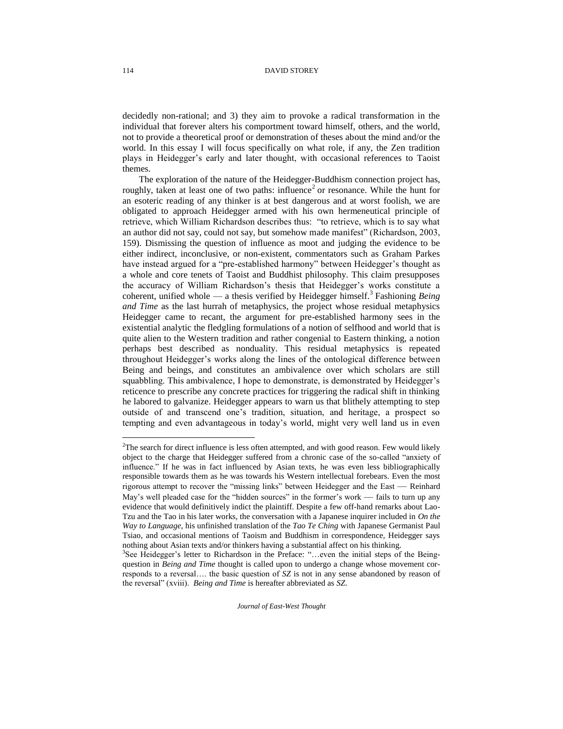decidedly non-rational; and 3) they aim to provoke a radical transformation in the individual that forever alters his comportment toward himself, others, and the world, not to provide a theoretical proof or demonstration of theses about the mind and/or the world. In this essay I will focus specifically on what role, if any, the Zen tradition plays in Heidegger's early and later thought, with occasional references to Taoist themes.

The exploration of the nature of the Heidegger-Buddhism connection project has, roughly, taken at least one of two paths: influence[2] or resonance. While the hunt for an esoteric reading of any thinker is at best dangerous and at worst foolish, we are obligated to approach Heidegger armed with his own hermeneutical principle of retrieve, which William Richardson describes thus: "to retrieve, which is to say what an author did not say, could not say, but somehow made manifest" (Richardson, 2003, 159). Dismissing the question of influence as moot and judging the evidence to be either indirect, inconclusive, or non-existent, commentators such as Graham Parkes have instead argued for a "pre-established harmony" between Heidegger's thought as a whole and core tenets of Taoist and Buddhist philosophy. This claim presupposes the accuracy of William Richardson's thesis that Heidegger's works constitute a coherent, unified whole — a thesis verified by Heidegger himself.[3] Fashioning *Being and Time* as the last hurrah of metaphysics, the project whose residual metaphysics Heidegger came to recant, the argument for pre-established harmony sees in the existential analytic the fledgling formulations of a notion of selfhood and world that is quite alien to the Western tradition and rather congenial to Eastern thinking, a notion perhaps best described as nonduality. This residual metaphysics is repeated throughout Heidegger's works along the lines of the ontological difference between Being and beings, and constitutes an ambivalence over which scholars are still squabbling. This ambivalence, I hope to demonstrate, is demonstrated by Heidegger's reticence to prescribe any concrete practices for triggering the radical shift in thinking he labored to galvanize. Heidegger appears to warn us that blithely attempting to step outside of and transcend one's tradition, situation, and heritage, a prospect so tempting and even advantageous in today's world, might very well land us in even

[2] The search for direct influence is less often attempted, and with good reason. Few would likely object to the charge that Heidegger suffered from a chronic case of the so-called "anxiety of influence." If he was in fact influenced by Asian texts, he was even less bibliographically responsible towards them as he was towards his Western intellectual forebears. Even the most rigorous attempt to recover the "missing links" between Heidegger and the East — Reinhard May's well pleaded case for the "hidden sources" in the former's work — fails to turn up any evidence that would definitively indict the plaintiff. Despite a few off-hand remarks about Lao-Tzu and the Tao in his later works, the conversation with a Japanese inquirer included in *On the Way to Language*, his unfinished translation of the *Tao Te Ching* with Japanese Germanist Paul Tsiao, and occasional mentions of Taoism and Buddhism in correspondence, Heidegger says nothing about Asian texts and/or thinkers having a substantial affect on his thinking.

[3] See Heidegger's letter to Richardson in the Preface: "…even the initial steps of the Being-question in *Being and Time* thought is called upon to undergo a change whose movement corresponds to a reversal…. the basic question of *SZ* is not in any sense abandoned by reason of the reversal" (xviii). *Being and Time* is hereafter abbreviated as *SZ*.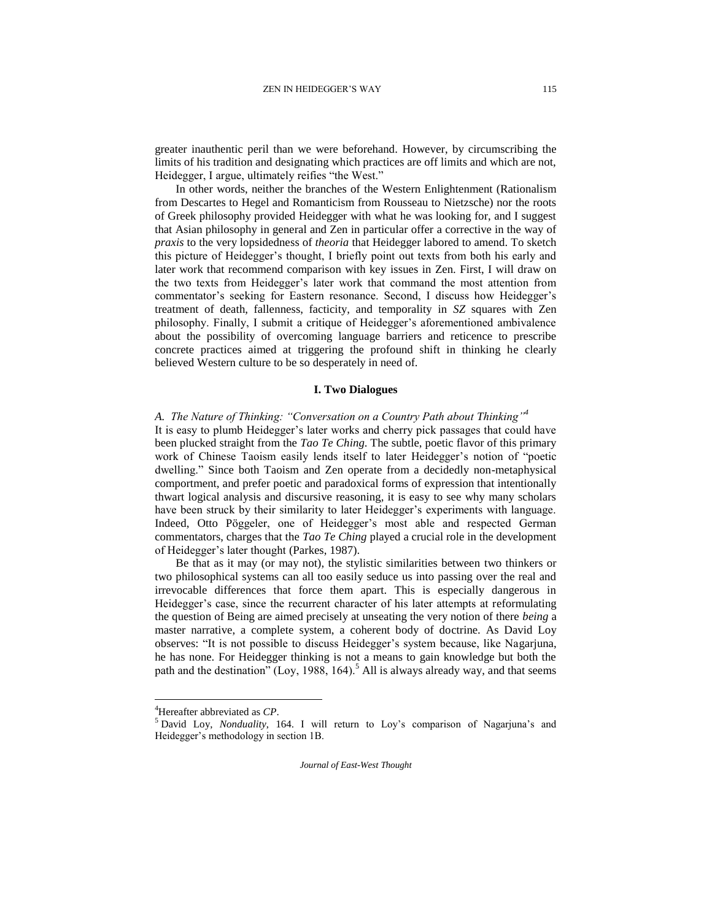greater inauthentic peril than we were beforehand. However, by circumscribing the limits of his tradition and designating which practices are off limits and which are not, Heidegger, I argue, ultimately reifies "the West."

In other words, neither the branches of the Western Enlightenment (Rationalism from Descartes to Hegel and Romanticism from Rousseau to Nietzsche) nor the roots of Greek philosophy provided Heidegger with what he was looking for, and I suggest that Asian philosophy in general and Zen in particular offer a corrective in the way of *praxis* to the very lopsidedness of *theoria* that Heidegger labored to amend. To sketch this picture of Heidegger's thought, I briefly point out texts from both his early and later work that recommend comparison with key issues in Zen. First, I will draw on the two texts from Heidegger's later work that command the most attention from commentator's seeking for Eastern resonance. Second, I discuss how Heidegger's treatment of death, fallenness, facticity, and temporality in *SZ* squares with Zen philosophy. Finally, I submit a critique of Heidegger's aforementioned ambivalence about the possibility of overcoming language barriers and reticence to prescribe concrete practices aimed at triggering the profound shift in thinking he clearly believed Western culture to be so desperately in need of.

## I. Two Dialogues

### *A. The Nature of Thinking: "Conversation on a Country Path about Thinking"*[4]

It is easy to plumb Heidegger's later works and cherry pick passages that could have been plucked straight from the *Tao Te Ching*. The subtle, poetic flavor of this primary work of Chinese Taoism easily lends itself to later Heidegger's notion of "poetic dwelling." Since both Taoism and Zen operate from a decidedly non-metaphysical comportment, and prefer poetic and paradoxical forms of expression that intentionally thwart logical analysis and discursive reasoning, it is easy to see why many scholars have been struck by their similarity to later Heidegger's experiments with language. Indeed, Otto Pöggeler, one of Heidegger's most able and respected German commentators, charges that the *Tao Te Ching* played a crucial role in the development of Heidegger's later thought (Parkes, 1987).

Be that as it may (or may not), the stylistic similarities between two thinkers or two philosophical systems can all too easily seduce us into passing over the real and irrevocable differences that force them apart. This is especially dangerous in Heidegger's case, since the recurrent character of his later attempts at reformulating the question of Being are aimed precisely at unseating the very notion of there *being* a master narrative, a complete system, a coherent body of doctrine. As David Loy observes: "It is not possible to discuss Heidegger's system because, like Nagarjuna, he has none. For Heidegger thinking is not a means to gain knowledge but both the path and the destination" (Loy, 1988, 164).[5] All is always already way, and that seems

---

[4]Hereafter abbreviated as *CP*.

[5] David Loy, *Nonduality*, 164. I will return to Loy's comparison of Nagarjuna's and Heidegger's methodology in section 1B.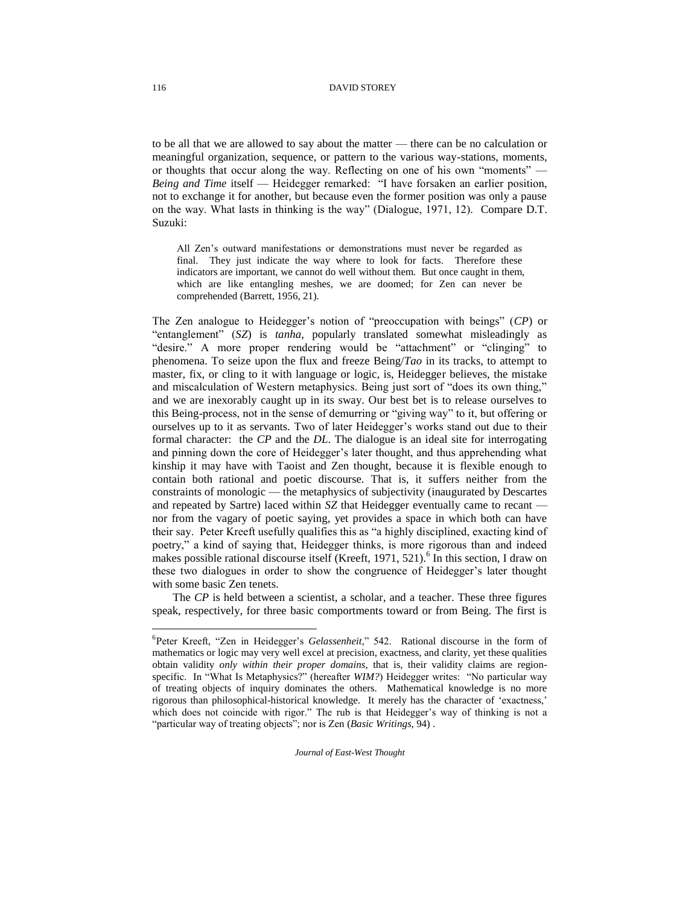to be all that we are allowed to say about the matter — there can be no calculation or meaningful organization, sequence, or pattern to the various way-stations, moments, or thoughts that occur along the way. Reflecting on one of his own "moments" — *Being and Time* itself — Heidegger remarked: "I have forsaken an earlier position, not to exchange it for another, but because even the former position was only a pause on the way. What lasts in thinking is the way" (Dialogue, 1971, 12). Compare D.T. Suzuki:

> All Zen's outward manifestations or demonstrations must never be regarded as final. They just indicate the way where to look for facts. Therefore these indicators are important, we cannot do well without them. But once caught in them, which are like entangling meshes, we are doomed; for Zen can never be comprehended (Barrett, 1956, 21).

The Zen analogue to Heidegger's notion of "preoccupation with beings" (*CP*) or "entanglement" (*SZ*) is *tanha*, popularly translated somewhat misleadingly as "desire." A more proper rendering would be "attachment" or "clinging" to phenomena. To seize upon the flux and freeze Being/*Tao* in its tracks, to attempt to master, fix, or cling to it with language or logic, is, Heidegger believes, the mistake and miscalculation of Western metaphysics. Being just sort of "does its own thing," and we are inexorably caught up in its sway. Our best bet is to release ourselves to this Being-process, not in the sense of demurring or "giving way" to it, but offering or ourselves up to it as servants. Two of later Heidegger's works stand out due to their formal character: the *CP* and the *DL*. The dialogue is an ideal site for interrogating and pinning down the core of Heidegger's later thought, and thus apprehending what kinship it may have with Taoist and Zen thought, because it is flexible enough to contain both rational and poetic discourse. That is, it suffers neither from the constraints of monologic — the metaphysics of subjectivity (inaugurated by Descartes and repeated by Sartre) laced within *SZ* that Heidegger eventually came to recant — nor from the vagary of poetic saying, yet provides a space in which both can have their say. Peter Kreeft usefully qualifies this as "a highly disciplined, exacting kind of poetry," a kind of saying that, Heidegger thinks, is more rigorous than and indeed makes possible rational discourse itself (Kreeft, 1971, 521).[6] In this section, I draw on these two dialogues in order to show the congruence of Heidegger's later thought with some basic Zen tenets.

The *CP* is held between a scientist, a scholar, and a teacher. These three figures speak, respectively, for three basic comportments toward or from Being. The first is

---

[6]Peter Kreeft, "Zen in Heidegger's *Gelassenheit*," 542. Rational discourse in the form of mathematics or logic may very well excel at precision, exactness, and clarity, yet these qualities obtain validity *only within their proper domains*, that is, their validity claims are region-specific. In "What Is Metaphysics?" (hereafter *WIM?*) Heidegger writes: "No particular way of treating objects of inquiry dominates the others. Mathematical knowledge is no more rigorous than philosophical-historical knowledge. It merely has the character of 'exactness,' which does not coincide with rigor." The rub is that Heidegger's way of thinking is not a "particular way of treating objects"; nor is Zen (*Basic Writings*, 94) .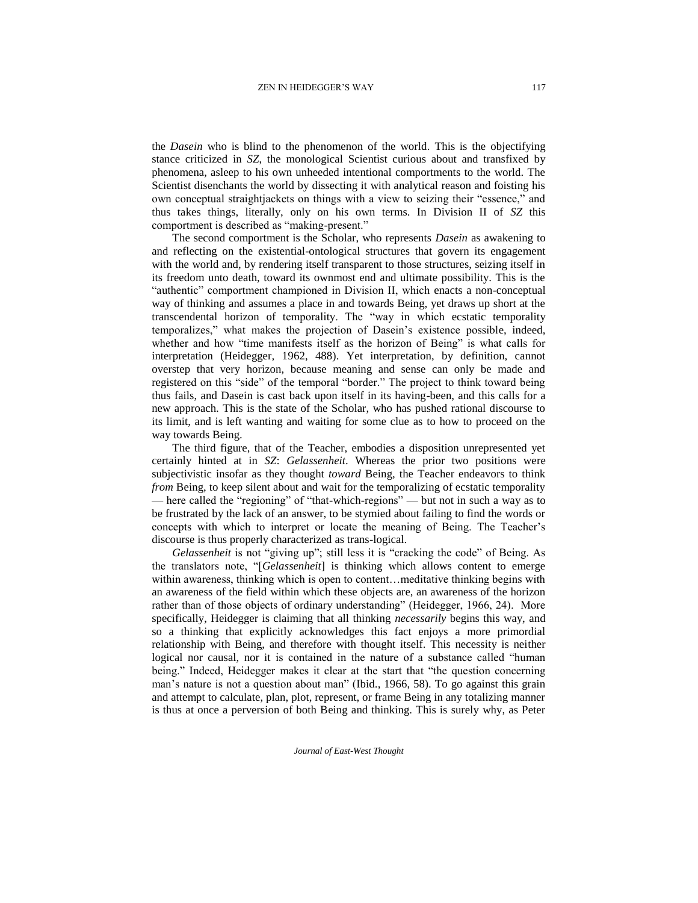the *Dasein* who is blind to the phenomenon of the world. This is the objectifying stance criticized in *SZ*, the monological Scientist curious about and transfixed by phenomena, asleep to his own unheeded intentional comportments to the world. The Scientist disenchants the world by dissecting it with analytical reason and foisting his own conceptual straightjackets on things with a view to seizing their "essence," and thus takes things, literally, only on his own terms. In Division II of *SZ* this comportment is described as "making-present."

The second comportment is the Scholar, who represents *Dasein* as awakening to and reflecting on the existential-ontological structures that govern its engagement with the world and, by rendering itself transparent to those structures, seizing itself in its freedom unto death, toward its ownmost end and ultimate possibility. This is the "authentic" comportment championed in Division II, which enacts a non-conceptual way of thinking and assumes a place in and towards Being, yet draws up short at the transcendental horizon of temporality. The "way in which ecstatic temporality temporalizes," what makes the projection of Dasein's existence possible, indeed, whether and how "time manifests itself as the horizon of Being" is what calls for interpretation (Heidegger, 1962, 488). Yet interpretation, by definition, cannot overstep that very horizon, because meaning and sense can only be made and registered on this "side" of the temporal "border." The project to think toward being thus fails, and Dasein is cast back upon itself in its having-been, and this calls for a new approach. This is the state of the Scholar, who has pushed rational discourse to its limit, and is left wanting and waiting for some clue as to how to proceed on the way towards Being.

The third figure, that of the Teacher, embodies a disposition unrepresented yet certainly hinted at in *SZ*: *Gelassenheit*. Whereas the prior two positions were subjectivistic insofar as they thought *toward* Being, the Teacher endeavors to think *from* Being, to keep silent about and wait for the temporalizing of ecstatic temporality — here called the "regioning" of "that-which-regions" — but not in such a way as to be frustrated by the lack of an answer, to be stymied about failing to find the words or concepts with which to interpret or locate the meaning of Being. The Teacher's discourse is thus properly characterized as trans-logical.

*Gelassenheit* is not "giving up"; still less it is "cracking the code" of Being. As the translators note, "[*Gelassenheit*] is thinking which allows content to emerge within awareness, thinking which is open to content…meditative thinking begins with an awareness of the field within which these objects are, an awareness of the horizon rather than of those objects of ordinary understanding" (Heidegger, 1966, 24). More specifically, Heidegger is claiming that all thinking *necessarily* begins this way, and so a thinking that explicitly acknowledges this fact enjoys a more primordial relationship with Being, and therefore with thought itself. This necessity is neither logical nor causal, nor it is contained in the nature of a substance called "human being." Indeed, Heidegger makes it clear at the start that "the question concerning man's nature is not a question about man" (Ibid., 1966, 58). To go against this grain and attempt to calculate, plan, plot, represent, or frame Being in any totalizing manner is thus at once a perversion of both Being and thinking. This is surely why, as Peter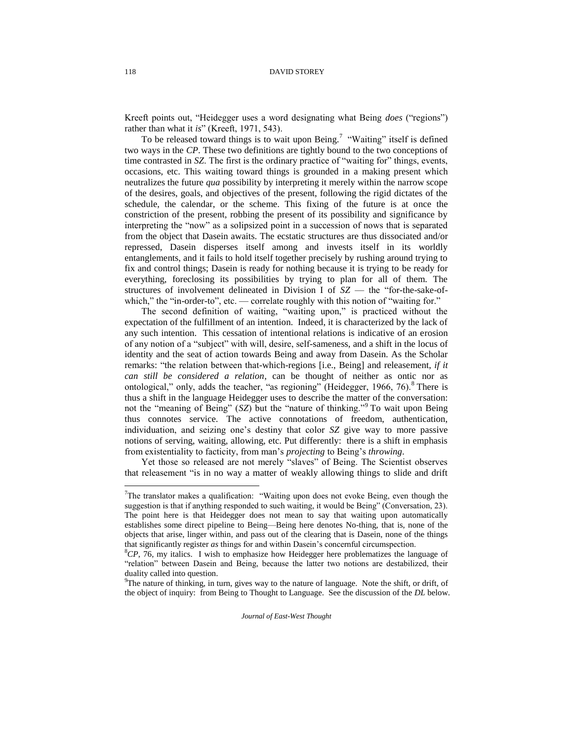Kreeft points out, "Heidegger uses a word designating what Being *does* ("regions") rather than what it *is*" (Kreeft, 1971, 543).

To be released toward things is to wait upon Being.[7] "Waiting" itself is defined two ways in the *CP*. These two definitions are tightly bound to the two conceptions of time contrasted in *SZ*. The first is the ordinary practice of "waiting for" things, events, occasions, etc. This waiting toward things is grounded in a making present which neutralizes the future *qua* possibility by interpreting it merely within the narrow scope of the desires, goals, and objectives of the present, following the rigid dictates of the schedule, the calendar, or the scheme. This fixing of the future is at once the constriction of the present, robbing the present of its possibility and significance by interpreting the "now" as a solipsized point in a succession of nows that is separated from the object that Dasein awaits. The ecstatic structures are thus dissociated and/or repressed, Dasein disperses itself among and invests itself in its worldly entanglements, and it fails to hold itself together precisely by rushing around trying to fix and control things; Dasein is ready for nothing because it is trying to be ready for everything, foreclosing its possibilities by trying to plan for all of them. The structures of involvement delineated in Division I of *SZ* — the "for-the-sake-of-which," the "in-order-to", etc. — correlate roughly with this notion of "waiting for."

The second definition of waiting, "waiting upon," is practiced without the expectation of the fulfillment of an intention. Indeed, it is characterized by the lack of any such intention. This cessation of intentional relations is indicative of an erosion of any notion of a "subject" with will, desire, self-sameness, and a shift in the locus of identity and the seat of action towards Being and away from Dasein. As the Scholar remarks: "the relation between that-which-regions [i.e., Being] and releasement, *if it can still be considered a relation*, can be thought of neither as ontic nor as ontological," only, adds the teacher, "as regioning" (Heidegger, 1966, 76).[8] There is thus a shift in the language Heidegger uses to describe the matter of the conversation: not the "meaning of Being" (*SZ*) but the "nature of thinking."[9] To wait upon Being thus connotes service. The active connotations of freedom, authentication, individuation, and seizing one's destiny that color *SZ* give way to more passive notions of serving, waiting, allowing, etc. Put differently: there is a shift in emphasis from existentiality to facticity, from man's *projecting* to Being's *throwing*.

Yet those so released are not merely "slaves" of Being. The Scientist observes that releasement "is in no way a matter of weakly allowing things to slide and drift

---

[7]The translator makes a qualification: "Waiting upon does not evoke Being, even though the suggestion is that if anything responded to such waiting, it would be Being" (Conversation, 23). The point here is that Heidegger does not mean to say that waiting upon automatically establishes some direct pipeline to Being—Being here denotes No-thing, that is, none of the objects that arise, linger within, and pass out of the clearing that is Dasein, none of the things that significantly register *as* things for and within Dasein's concernful circumspection.

[8]*CP*, 76, my italics. I wish to emphasize how Heidegger here problematizes the language of "relation" between Dasein and Being, because the latter two notions are destabilized, their duality called into question.

[9]The nature of thinking, in turn, gives way to the nature of language. Note the shift, or drift, of the object of inquiry: from Being to Thought to Language. See the discussion of the *DL* below.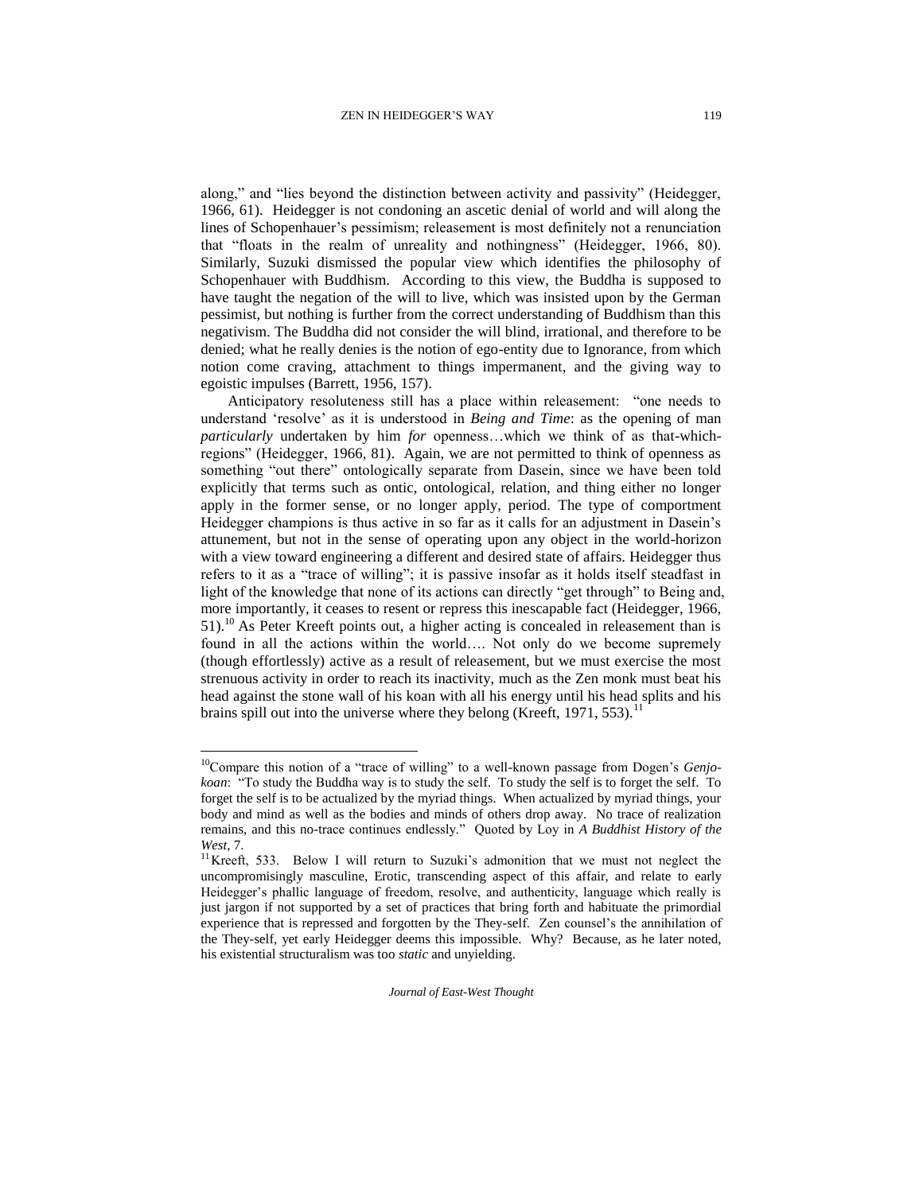along," and "lies beyond the distinction between activity and passivity" (Heidegger, 1966, 61). Heidegger is not condoning an ascetic denial of world and will along the lines of Schopenhauer's pessimism; releasement is most definitely not a renunciation that "floats in the realm of unreality and nothingness" (Heidegger, 1966, 80). Similarly, Suzuki dismissed the popular view which identifies the philosophy of Schopenhauer with Buddhism. According to this view, the Buddha is supposed to have taught the negation of the will to live, which was insisted upon by the German pessimist, but nothing is further from the correct understanding of Buddhism than this negativism. The Buddha did not consider the will blind, irrational, and therefore to be denied; what he really denies is the notion of ego-entity due to Ignorance, from which notion come craving, attachment to things impermanent, and the giving way to egoistic impulses (Barrett, 1956, 157).

Anticipatory resoluteness still has a place within releasement: "one needs to understand 'resolve' as it is understood in *Being and Time*: as the opening of man *particularly* undertaken by him *for* openness…which we think of as that-which-regions" (Heidegger, 1966, 81). Again, we are not permitted to think of openness as something "out there" ontologically separate from Dasein, since we have been told explicitly that terms such as ontic, ontological, relation, and thing either no longer apply in the former sense, or no longer apply, period. The type of comportment Heidegger champions is thus active in so far as it calls for an adjustment in Dasein's attunement, but not in the sense of operating upon any object in the world-horizon with a view toward engineering a different and desired state of affairs. Heidegger thus refers to it as a "trace of willing"; it is passive insofar as it holds itself steadfast in light of the knowledge that none of its actions can directly "get through" to Being and, more importantly, it ceases to resent or repress this inescapable fact (Heidegger, 1966, 51).[10] As Peter Kreeft points out, a higher acting is concealed in releasement than is found in all the actions within the world…. Not only do we become supremely (though effortlessly) active as a result of releasement, but we must exercise the most strenuous activity in order to reach its inactivity, much as the Zen monk must beat his head against the stone wall of his koan with all his energy until his head splits and his brains spill out into the universe where they belong (Kreeft, 1971, 553).[11]

---

[10]Compare this notion of a "trace of willing" to a well-known passage from Dogen's *Genjo-koan*: "To study the Buddha way is to study the self. To study the self is to forget the self. To forget the self is to be actualized by the myriad things. When actualized by myriad things, your body and mind as well as the bodies and minds of others drop away. No trace of realization remains, and this no-trace continues endlessly." Quoted by Loy in *A Buddhist History of the West*, 7.

[11]Kreeft, 533. Below I will return to Suzuki's admonition that we must not neglect the uncompromisingly masculine, Erotic, transcending aspect of this affair, and relate to early Heidegger's phallic language of freedom, resolve, and authenticity, language which really is just jargon if not supported by a set of practices that bring forth and habituate the primordial experience that is repressed and forgotten by the They-self. Zen counsel's the annihilation of the They-self, yet early Heidegger deems this impossible. Why? Because, as he later noted, his existential structuralism was too *static* and unyielding.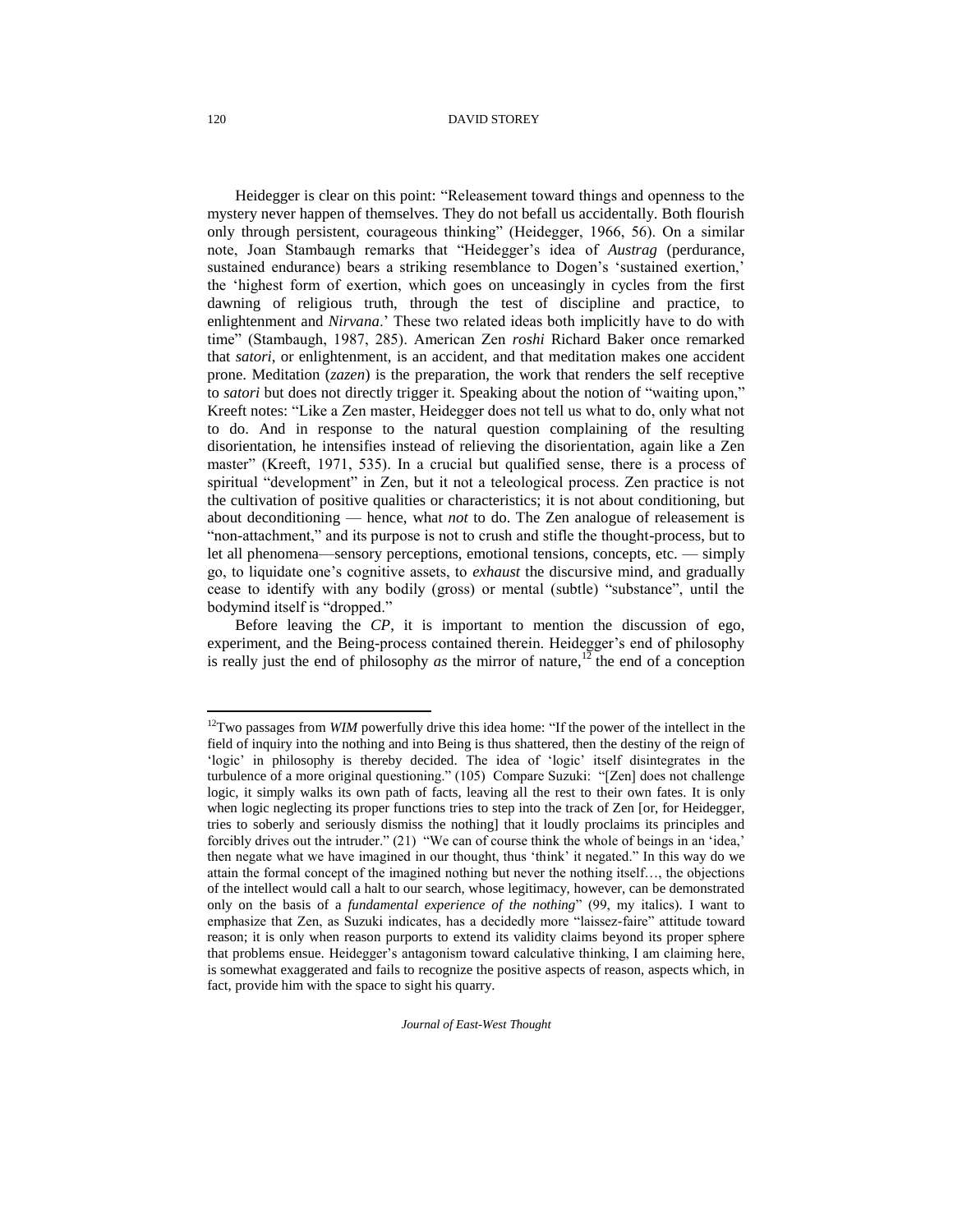Heidegger is clear on this point: "Releasement toward things and openness to the mystery never happen of themselves. They do not befall us accidentally. Both flourish only through persistent, courageous thinking" (Heidegger, 1966, 56). On a similar note, Joan Stambaugh remarks that "Heidegger's idea of *Austrag* (perdurance, sustained endurance) bears a striking resemblance to Dogen's 'sustained exertion,' the 'highest form of exertion, which goes on unceasingly in cycles from the first dawning of religious truth, through the test of discipline and practice, to enlightenment and *Nirvana*.' These two related ideas both implicitly have to do with time" (Stambaugh, 1987, 285). American Zen *roshi* Richard Baker once remarked that *satori*, or enlightenment, is an accident, and that meditation makes one accident prone. Meditation (*zazen*) is the preparation, the work that renders the self receptive to *satori* but does not directly trigger it. Speaking about the notion of "waiting upon," Kreeft notes: "Like a Zen master, Heidegger does not tell us what to do, only what not to do. And in response to the natural question complaining of the resulting disorientation, he intensifies instead of relieving the disorientation, again like a Zen master" (Kreeft, 1971, 535). In a crucial but qualified sense, there is a process of spiritual "development" in Zen, but it not a teleological process. Zen practice is not the cultivation of positive qualities or characteristics; it is not about conditioning, but about deconditioning — hence, what *not* to do. The Zen analogue of releasement is "non-attachment," and its purpose is not to crush and stifle the thought-process, but to let all phenomena—sensory perceptions, emotional tensions, concepts, etc. — simply go, to liquidate one's cognitive assets, to *exhaust* the discursive mind, and gradually cease to identify with any bodily (gross) or mental (subtle) "substance", until the bodymind itself is "dropped."

Before leaving the *CP*, it is important to mention the discussion of ego, experiment, and the Being-process contained therein. Heidegger's end of philosophy is really just the end of philosophy *as* the mirror of nature,[12] the end of a conception

---

[12]Two passages from *WIM* powerfully drive this idea home: "If the power of the intellect in the field of inquiry into the nothing and into Being is thus shattered, then the destiny of the reign of 'logic' in philosophy is thereby decided. The idea of 'logic' itself disintegrates in the turbulence of a more original questioning." (105) Compare Suzuki: "[Zen] does not challenge logic, it simply walks its own path of facts, leaving all the rest to their own fates. It is only when logic neglecting its proper functions tries to step into the track of Zen [or, for Heidegger, tries to soberly and seriously dismiss the nothing] that it loudly proclaims its principles and forcibly drives out the intruder." (21) "We can of course think the whole of beings in an 'idea,' then negate what we have imagined in our thought, thus 'think' it negated." In this way do we attain the formal concept of the imagined nothing but never the nothing itself…, the objections of the intellect would call a halt to our search, whose legitimacy, however, can be demonstrated only on the basis of a *fundamental experience of the nothing*" (99, my italics). I want to emphasize that Zen, as Suzuki indicates, has a decidedly more "laissez-faire" attitude toward reason; it is only when reason purports to extend its validity claims beyond its proper sphere that problems ensue. Heidegger's antagonism toward calculative thinking, I am claiming here, is somewhat exaggerated and fails to recognize the positive aspects of reason, aspects which, in fact, provide him with the space to sight his quarry.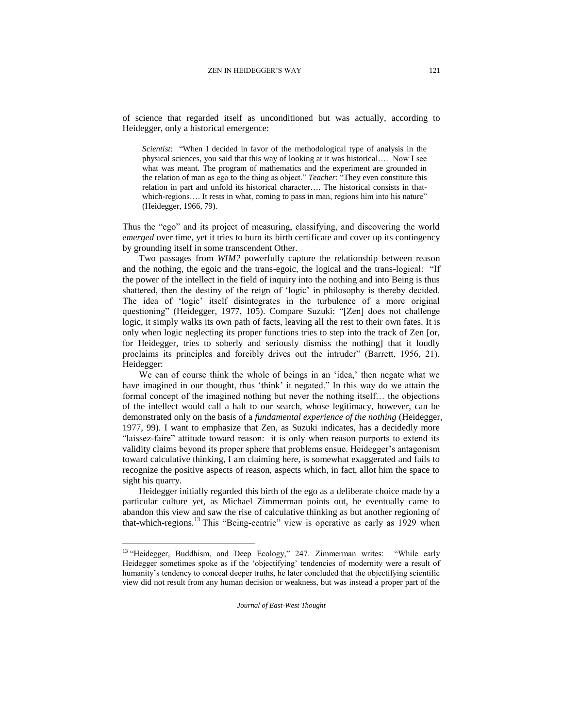of science that regarded itself as unconditioned but was actually, according to Heidegger, only a historical emergence:

> *Scientist*: "When I decided in favor of the methodological type of analysis in the physical sciences, you said that this way of looking at it was historical…. Now I see what was meant. The program of mathematics and the experiment are grounded in the relation of man as ego to the thing as object." *Teacher*: "They even constitute this relation in part and unfold its historical character…. The historical consists in that-which-regions…. It rests in what, coming to pass in man, regions him into his nature" (Heidegger, 1966, 79).

Thus the "ego" and its project of measuring, classifying, and discovering the world *emerged* over time, yet it tries to burn its birth certificate and cover up its contingency by grounding itself in some transcendent Other.

Two passages from *WIM?* powerfully capture the relationship between reason and the nothing, the egoic and the trans-egoic, the logical and the trans-logical: "If the power of the intellect in the field of inquiry into the nothing and into Being is thus shattered, then the destiny of the reign of 'logic' in philosophy is thereby decided. The idea of 'logic' itself disintegrates in the turbulence of a more original questioning" (Heidegger, 1977, 105). Compare Suzuki: "[Zen] does not challenge logic, it simply walks its own path of facts, leaving all the rest to their own fates. It is only when logic neglecting its proper functions tries to step into the track of Zen [or, for Heidegger, tries to soberly and seriously dismiss the nothing] that it loudly proclaims its principles and forcibly drives out the intruder" (Barrett, 1956, 21). Heidegger:

We can of course think the whole of beings in an 'idea,' then negate what we have imagined in our thought, thus 'think' it negated." In this way do we attain the formal concept of the imagined nothing but never the nothing itself… the objections of the intellect would call a halt to our search, whose legitimacy, however, can be demonstrated only on the basis of a *fundamental experience of the nothing* (Heidegger, 1977, 99). I want to emphasize that Zen, as Suzuki indicates, has a decidedly more "laissez-faire" attitude toward reason: it is only when reason purports to extend its validity claims beyond its proper sphere that problems ensue. Heidegger's antagonism toward calculative thinking, I am claiming here, is somewhat exaggerated and fails to recognize the positive aspects of reason, aspects which, in fact, allot him the space to sight his quarry.

Heidegger initially regarded this birth of the ego as a deliberate choice made by a particular culture yet, as Michael Zimmerman points out, he eventually came to abandon this view and saw the rise of calculative thinking as but another regioning of that-which-regions.[13] This "Being-centric" view is operative as early as 1929 when

---

[13] "Heidegger, Buddhism, and Deep Ecology," 247. Zimmerman writes: "While early Heidegger sometimes spoke as if the 'objectifying' tendencies of modernity were a result of humanity's tendency to conceal deeper truths, he later concluded that the objectifying scientific view did not result from any human decision or weakness, but was instead a proper part of the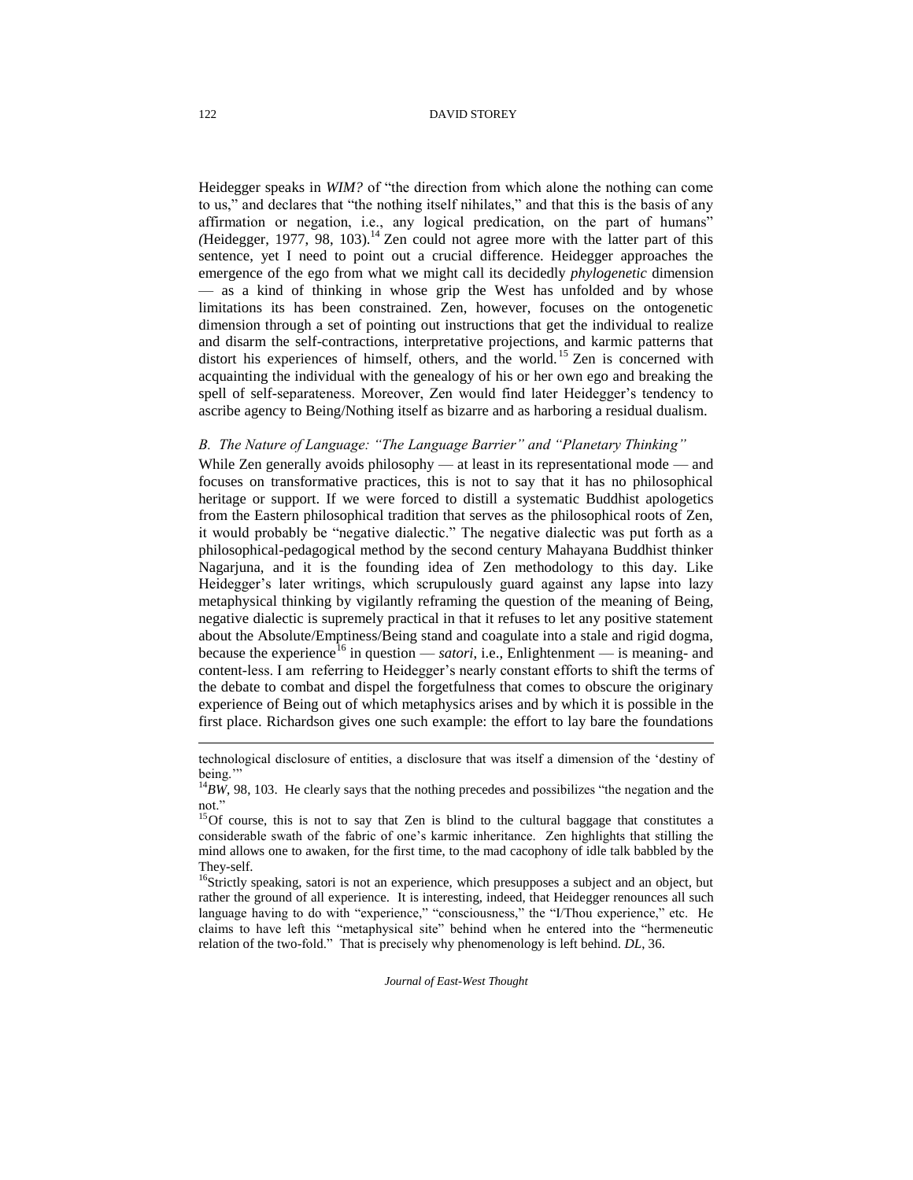Heidegger speaks in *WIM?* of "the direction from which alone the nothing can come to us," and declares that "the nothing itself nihilates," and that this is the basis of any affirmation or negation, i.e., any logical predication, on the part of humans" (Heidegger, 1977, 98, 103).[14] Zen could not agree more with the latter part of this sentence, yet I need to point out a crucial difference. Heidegger approaches the emergence of the ego from what we might call its decidedly *phylogenetic* dimension — as a kind of thinking in whose grip the West has unfolded and by whose limitations its has been constrained. Zen, however, focuses on the ontogenetic dimension through a set of pointing out instructions that get the individual to realize and disarm the self-contractions, interpretative projections, and karmic patterns that distort his experiences of himself, others, and the world.[15] Zen is concerned with acquainting the individual with the genealogy of his or her own ego and breaking the spell of self-separateness. Moreover, Zen would find later Heidegger's tendency to ascribe agency to Being/Nothing itself as bizarre and as harboring a residual dualism.

### *B. The Nature of Language: "The Language Barrier" and "Planetary Thinking"*

While Zen generally avoids philosophy — at least in its representational mode — and focuses on transformative practices, this is not to say that it has no philosophical heritage or support. If we were forced to distill a systematic Buddhist apologetics from the Eastern philosophical tradition that serves as the philosophical roots of Zen, it would probably be "negative dialectic." The negative dialectic was put forth as a philosophical-pedagogical method by the second century Mahayana Buddhist thinker Nagarjuna, and it is the founding idea of Zen methodology to this day. Like Heidegger's later writings, which scrupulously guard against any lapse into lazy metaphysical thinking by vigilantly reframing the question of the meaning of Being, negative dialectic is supremely practical in that it refuses to let any positive statement about the Absolute/Emptiness/Being stand and coagulate into a stale and rigid dogma, because the experience[16] in question — *satori*, i.e., Enlightenment — is meaning- and content-less. I am referring to Heidegger's nearly constant efforts to shift the terms of the debate to combat and dispel the forgetfulness that comes to obscure the originary experience of Being out of which metaphysics arises and by which it is possible in the first place. Richardson gives one such example: the effort to lay bare the foundations

---

technological disclosure of entities, a disclosure that was itself a dimension of the 'destiny of being.'"

[14]*BW*, 98, 103. He clearly says that the nothing precedes and possibilizes "the negation and the not."

[15]Of course, this is not to say that Zen is blind to the cultural baggage that constitutes a considerable swath of the fabric of one's karmic inheritance. Zen highlights that stilling the mind allows one to awaken, for the first time, to the mad cacophony of idle talk babbled by the They-self.

[16]Strictly speaking, satori is not an experience, which presupposes a subject and an object, but rather the ground of all experience. It is interesting, indeed, that Heidegger renounces all such language having to do with "experience," "consciousness," the "I/Thou experience," etc. He claims to have left this "metaphysical site" behind when he entered into the "hermeneutic relation of the two-fold." That is precisely why phenomenology is left behind. *DL*, 36.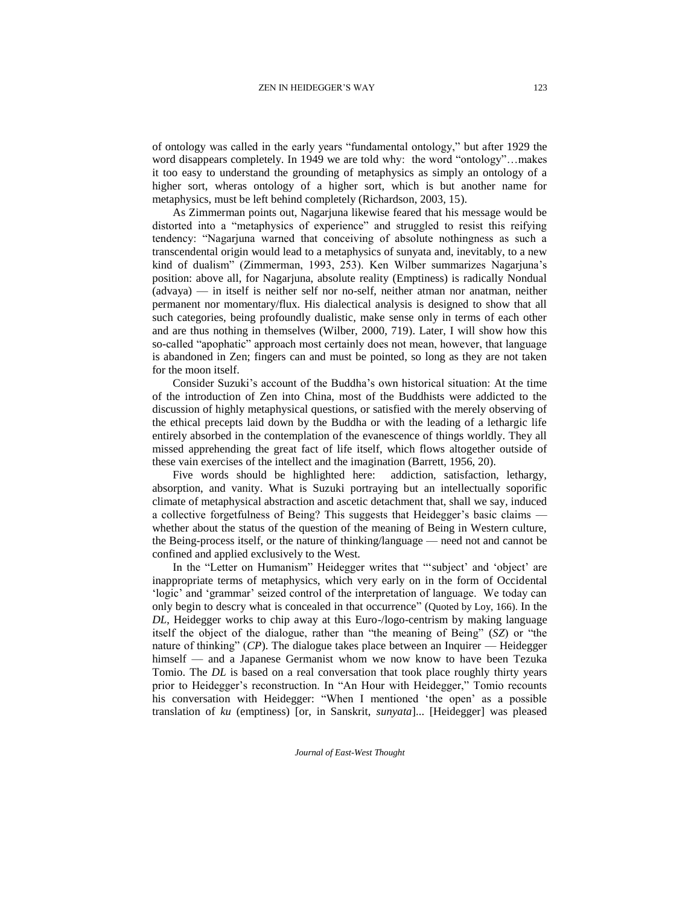of ontology was called in the early years "fundamental ontology," but after 1929 the word disappears completely. In 1949 we are told why: the word "ontology"…makes it too easy to understand the grounding of metaphysics as simply an ontology of a higher sort, wheras ontology of a higher sort, which is but another name for metaphysics, must be left behind completely (Richardson, 2003, 15).

As Zimmerman points out, Nagarjuna likewise feared that his message would be distorted into a "metaphysics of experience" and struggled to resist this reifying tendency: "Nagarjuna warned that conceiving of absolute nothingness as such a transcendental origin would lead to a metaphysics of sunyata and, inevitably, to a new kind of dualism" (Zimmerman, 1993, 253). Ken Wilber summarizes Nagarjuna's position: above all, for Nagarjuna, absolute reality (Emptiness) is radically Nondual (advaya) — in itself is neither self nor no-self, neither atman nor anatman, neither permanent nor momentary/flux. His dialectical analysis is designed to show that all such categories, being profoundly dualistic, make sense only in terms of each other and are thus nothing in themselves (Wilber, 2000, 719). Later, I will show how this so-called "apophatic" approach most certainly does not mean, however, that language is abandoned in Zen; fingers can and must be pointed, so long as they are not taken for the moon itself.

Consider Suzuki's account of the Buddha's own historical situation: At the time of the introduction of Zen into China, most of the Buddhists were addicted to the discussion of highly metaphysical questions, or satisfied with the merely observing of the ethical precepts laid down by the Buddha or with the leading of a lethargic life entirely absorbed in the contemplation of the evanescence of things worldly. They all missed apprehending the great fact of life itself, which flows altogether outside of these vain exercises of the intellect and the imagination (Barrett, 1956, 20).

Five words should be highlighted here: addiction, satisfaction, lethargy, absorption, and vanity. What is Suzuki portraying but an intellectually soporific climate of metaphysical abstraction and ascetic detachment that, shall we say, induced a collective forgetfulness of Being? This suggests that Heidegger's basic claims — whether about the status of the question of the meaning of Being in Western culture, the Being-process itself, or the nature of thinking/language — need not and cannot be confined and applied exclusively to the West.

In the "Letter on Humanism" Heidegger writes that "'subject' and 'object' are inappropriate terms of metaphysics, which very early on in the form of Occidental 'logic' and 'grammar' seized control of the interpretation of language. We today can only begin to descry what is concealed in that occurrence" (Quoted by Loy, 166). In the *DL*, Heidegger works to chip away at this Euro-/logo-centrism by making language itself the object of the dialogue, rather than "the meaning of Being" (*SZ*) or "the nature of thinking" (*CP*). The dialogue takes place between an Inquirer — Heidegger himself — and a Japanese Germanist whom we now know to have been Tezuka Tomio. The *DL* is based on a real conversation that took place roughly thirty years prior to Heidegger's reconstruction. In "An Hour with Heidegger," Tomio recounts his conversation with Heidegger: "When I mentioned 'the open' as a possible translation of *ku* (emptiness) [or, in Sanskrit, *sunyata*]... [Heidegger] was pleased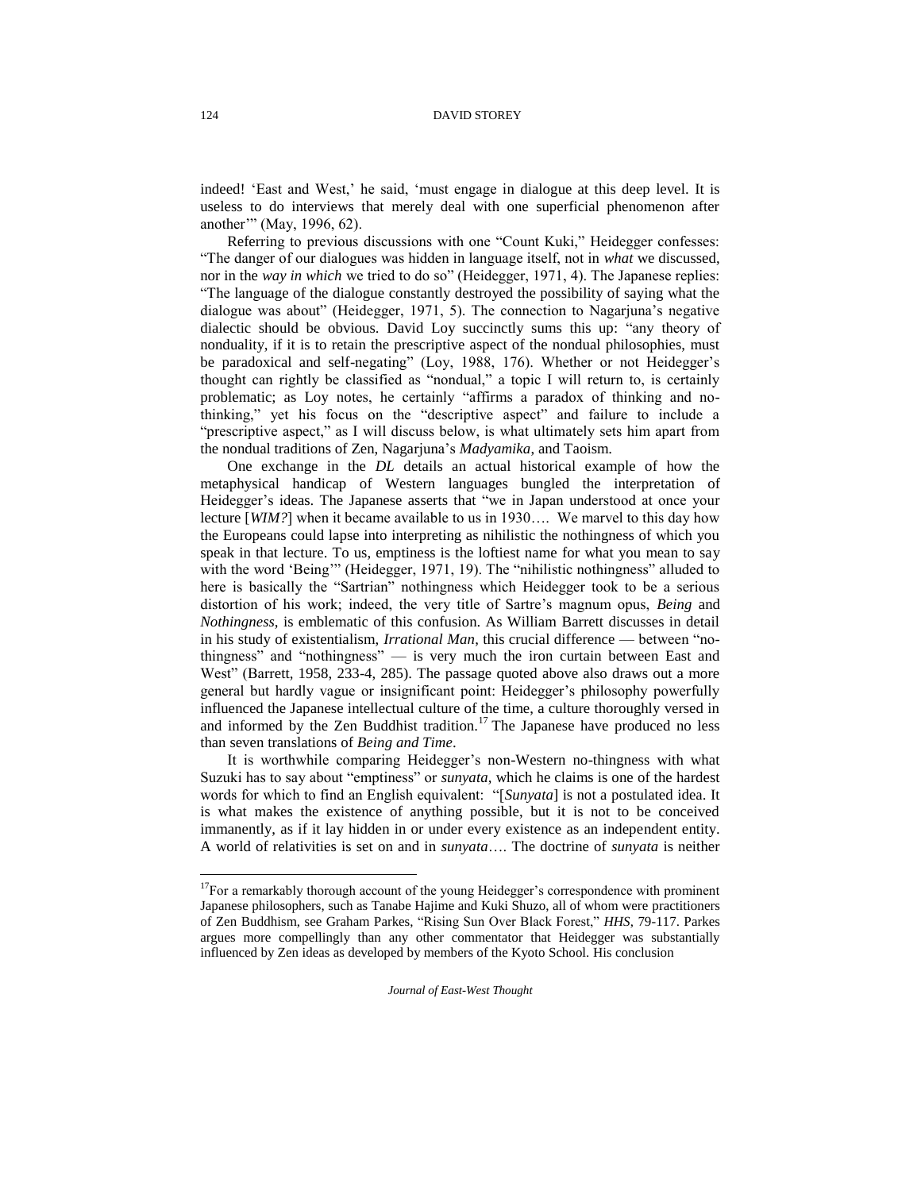indeed! 'East and West,' he said, 'must engage in dialogue at this deep level. It is useless to do interviews that merely deal with one superficial phenomenon after another'" (May, 1996, 62).

Referring to previous discussions with one "Count Kuki," Heidegger confesses: "The danger of our dialogues was hidden in language itself, not in *what* we discussed, nor in the *way in which* we tried to do so" (Heidegger, 1971, 4). The Japanese replies: "The language of the dialogue constantly destroyed the possibility of saying what the dialogue was about" (Heidegger, 1971, 5). The connection to Nagarjuna's negative dialectic should be obvious. David Loy succinctly sums this up: "any theory of nonduality, if it is to retain the prescriptive aspect of the nondual philosophies, must be paradoxical and self-negating" (Loy, 1988, 176). Whether or not Heidegger's thought can rightly be classified as "nondual," a topic I will return to, is certainly problematic; as Loy notes, he certainly "affirms a paradox of thinking and no-thinking," yet his focus on the "descriptive aspect" and failure to include a "prescriptive aspect," as I will discuss below, is what ultimately sets him apart from the nondual traditions of Zen, Nagarjuna's *Madyamika*, and Taoism.

One exchange in the *DL* details an actual historical example of how the metaphysical handicap of Western languages bungled the interpretation of Heidegger's ideas. The Japanese asserts that "we in Japan understood at once your lecture [*WIM?*] when it became available to us in 1930…. We marvel to this day how the Europeans could lapse into interpreting as nihilistic the nothingness of which you speak in that lecture. To us, emptiness is the loftiest name for what you mean to say with the word 'Being'" (Heidegger, 1971, 19). The "nihilistic nothingness" alluded to here is basically the "Sartrian" nothingness which Heidegger took to be a serious distortion of his work; indeed, the very title of Sartre's magnum opus, *Being* and *Nothingness*, is emblematic of this confusion. As William Barrett discusses in detail in his study of existentialism, *Irrational Man*, this crucial difference — between "no-thingness" and "nothingness" — is very much the iron curtain between East and West" (Barrett, 1958, 233-4, 285). The passage quoted above also draws out a more general but hardly vague or insignificant point: Heidegger's philosophy powerfully influenced the Japanese intellectual culture of the time, a culture thoroughly versed in and informed by the Zen Buddhist tradition.[17] The Japanese have produced no less than seven translations of *Being and Time*.

It is worthwhile comparing Heidegger's non-Western no-thingness with what Suzuki has to say about "emptiness" or *sunyata*, which he claims is one of the hardest words for which to find an English equivalent: "[*Sunyata*] is not a postulated idea. It is what makes the existence of anything possible, but it is not to be conceived immanently, as if it lay hidden in or under every existence as an independent entity. A world of relativities is set on and in *sunyata*…. The doctrine of *sunyata* is neither

[17]For a remarkably thorough account of the young Heidegger's correspondence with prominent Japanese philosophers, such as Tanabe Hajime and Kuki Shuzo, all of whom were practitioners of Zen Buddhism, see Graham Parkes, "Rising Sun Over Black Forest," *HHS*, 79-117. Parkes argues more compellingly than any other commentator that Heidegger was substantially influenced by Zen ideas as developed by members of the Kyoto School. His conclusion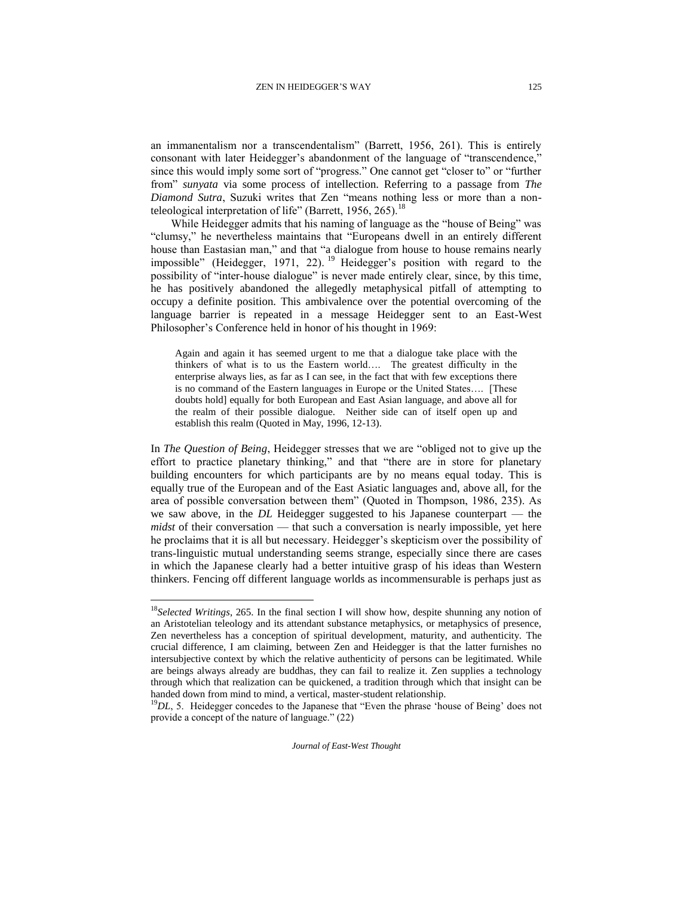an immanentalism nor a transcendentalism" (Barrett, 1956, 261). This is entirely consonant with later Heidegger's abandonment of the language of "transcendence," since this would imply some sort of "progress." One cannot get "closer to" or "further from" *sunyata* via some process of intellection. Referring to a passage from *The Diamond Sutra*, Suzuki writes that Zen "means nothing less or more than a non-teleological interpretation of life" (Barrett, 1956, 265).[18]

While Heidegger admits that his naming of language as the "house of Being" was "clumsy," he nevertheless maintains that "Europeans dwell in an entirely different house than Eastasian man," and that "a dialogue from house to house remains nearly impossible" (Heidegger, 1971, 22).[19] Heidegger's position with regard to the possibility of "inter-house dialogue" is never made entirely clear, since, by this time, he has positively abandoned the allegedly metaphysical pitfall of attempting to occupy a definite position. This ambivalence over the potential overcoming of the language barrier is repeated in a message Heidegger sent to an East-West Philosopher's Conference held in honor of his thought in 1969:

> Again and again it has seemed urgent to me that a dialogue take place with the thinkers of what is to us the Eastern world…. The greatest difficulty in the enterprise always lies, as far as I can see, in the fact that with few exceptions there is no command of the Eastern languages in Europe or the United States…. [These doubts hold] equally for both European and East Asian language, and above all for the realm of their possible dialogue. Neither side can of itself open up and establish this realm (Quoted in May, 1996, 12-13).

In *The Question of Being*, Heidegger stresses that we are "obliged not to give up the effort to practice planetary thinking," and that "there are in store for planetary building encounters for which participants are by no means equal today. This is equally true of the European and of the East Asiatic languages and, above all, for the area of possible conversation between them" (Quoted in Thompson, 1986, 235). As we saw above, in the *DL* Heidegger suggested to his Japanese counterpart — the *midst* of their conversation — that such a conversation is nearly impossible, yet here he proclaims that it is all but necessary. Heidegger's skepticism over the possibility of trans-linguistic mutual understanding seems strange, especially since there are cases in which the Japanese clearly had a better intuitive grasp of his ideas than Western thinkers. Fencing off different language worlds as incommensurable is perhaps just as

---

[18]*Selected Writings*, 265. In the final section I will show how, despite shunning any notion of an Aristotelian teleology and its attendant substance metaphysics, or metaphysics of presence, Zen nevertheless has a conception of spiritual development, maturity, and authenticity. The crucial difference, I am claiming, between Zen and Heidegger is that the latter furnishes no intersubjective context by which the relative authenticity of persons can be legitimated. While are beings always already are buddhas, they can fail to realize it. Zen supplies a technology through which that realization can be quickened, a tradition through which that insight can be handed down from mind to mind, a vertical, master-student relationship.

[19]*DL*, 5. Heidegger concedes to the Japanese that "Even the phrase 'house of Being' does not provide a concept of the nature of language." (22)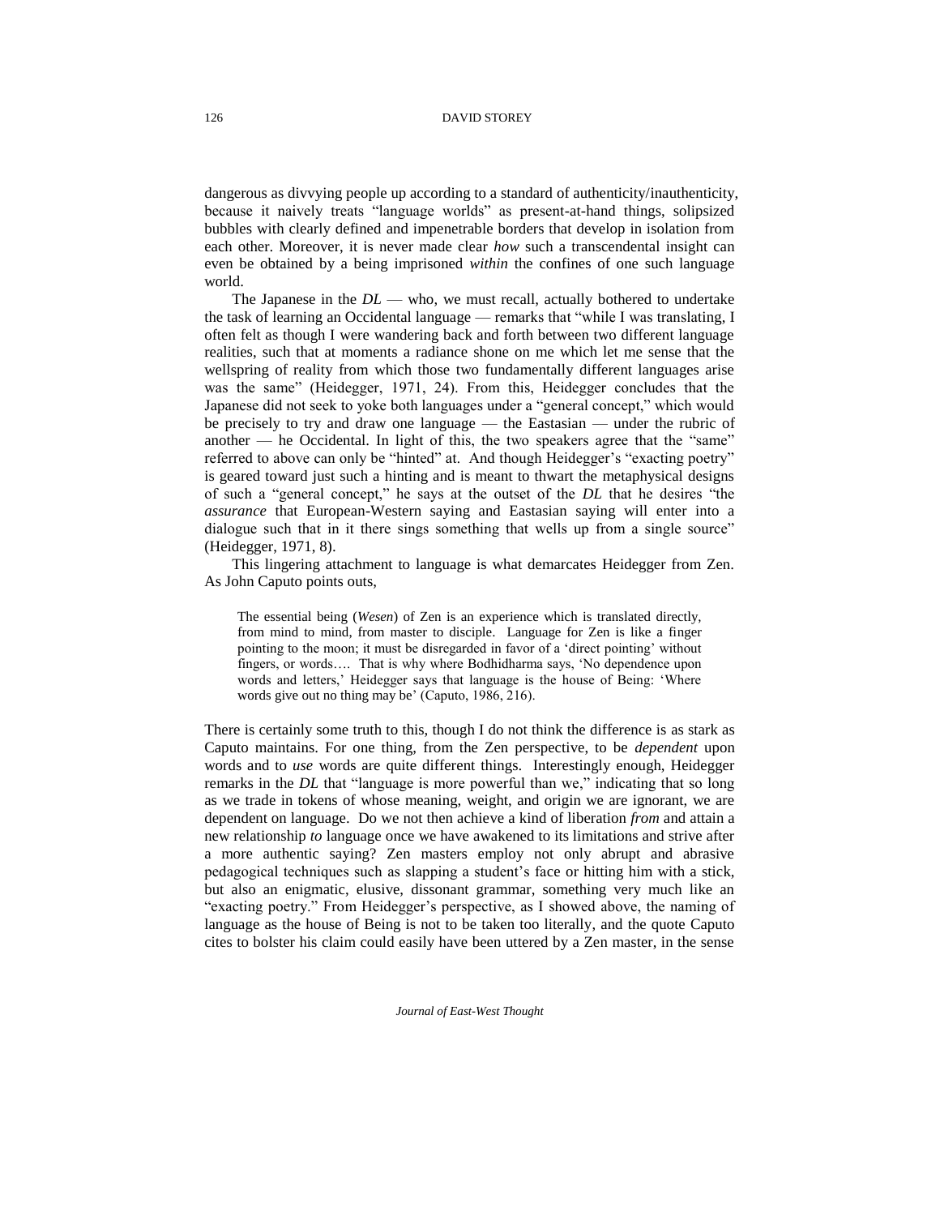dangerous as divvying people up according to a standard of authenticity/inauthenticity, because it naively treats "language worlds" as present-at-hand things, solipsized bubbles with clearly defined and impenetrable borders that develop in isolation from each other. Moreover, it is never made clear *how* such a transcendental insight can even be obtained by a being imprisoned *within* the confines of one such language world.

The Japanese in the *DL* — who, we must recall, actually bothered to undertake the task of learning an Occidental language — remarks that "while I was translating, I often felt as though I were wandering back and forth between two different language realities, such that at moments a radiance shone on me which let me sense that the wellspring of reality from which those two fundamentally different languages arise was the same" (Heidegger, 1971, 24). From this, Heidegger concludes that the Japanese did not seek to yoke both languages under a "general concept," which would be precisely to try and draw one language — the Eastasian — under the rubric of another — he Occidental. In light of this, the two speakers agree that the "same" referred to above can only be "hinted" at. And though Heidegger's "exacting poetry" is geared toward just such a hinting and is meant to thwart the metaphysical designs of such a "general concept," he says at the outset of the *DL* that he desires "the *assurance* that European-Western saying and Eastasian saying will enter into a dialogue such that in it there sings something that wells up from a single source" (Heidegger, 1971, 8).

This lingering attachment to language is what demarcates Heidegger from Zen. As John Caputo points outs,

> The essential being (*Wesen*) of Zen is an experience which is translated directly, from mind to mind, from master to disciple. Language for Zen is like a finger pointing to the moon; it must be disregarded in favor of a 'direct pointing' without fingers, or words…. That is why where Bodhidharma says, 'No dependence upon words and letters,' Heidegger says that language is the house of Being: 'Where words give out no thing may be' (Caputo, 1986, 216).

There is certainly some truth to this, though I do not think the difference is as stark as Caputo maintains. For one thing, from the Zen perspective, to be *dependent* upon words and to *use* words are quite different things. Interestingly enough, Heidegger remarks in the *DL* that "language is more powerful than we," indicating that so long as we trade in tokens of whose meaning, weight, and origin we are ignorant, we are dependent on language. Do we not then achieve a kind of liberation *from* and attain a new relationship *to* language once we have awakened to its limitations and strive after a more authentic saying? Zen masters employ not only abrupt and abrasive pedagogical techniques such as slapping a student's face or hitting him with a stick, but also an enigmatic, elusive, dissonant grammar, something very much like an "exacting poetry." From Heidegger's perspective, as I showed above, the naming of language as the house of Being is not to be taken too literally, and the quote Caputo cites to bolster his claim could easily have been uttered by a Zen master, in the sense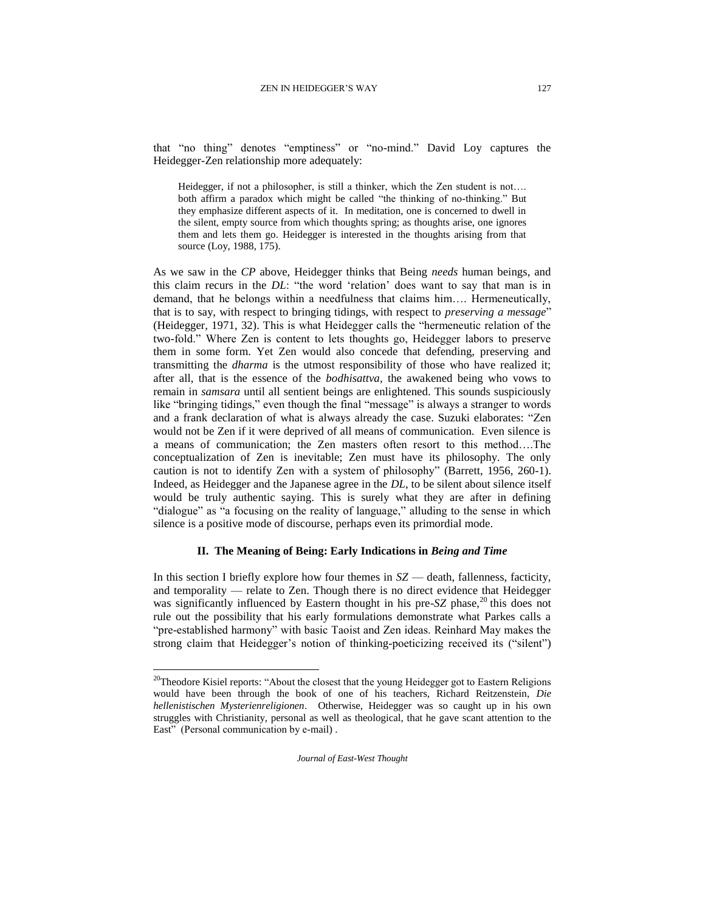that "no thing" denotes "emptiness" or "no-mind." David Loy captures the Heidegger-Zen relationship more adequately:

> Heidegger, if not a philosopher, is still a thinker, which the Zen student is not…. both affirm a paradox which might be called "the thinking of no-thinking." But they emphasize different aspects of it. In meditation, one is concerned to dwell in the silent, empty source from which thoughts spring; as thoughts arise, one ignores them and lets them go. Heidegger is interested in the thoughts arising from that source (Loy, 1988, 175).

As we saw in the *CP* above, Heidegger thinks that Being *needs* human beings, and this claim recurs in the *DL*: "the word 'relation' does want to say that man is in demand, that he belongs within a needfulness that claims him…. Hermeneutically, that is to say, with respect to bringing tidings, with respect to *preserving a message*" (Heidegger, 1971, 32). This is what Heidegger calls the "hermeneutic relation of the two-fold." Where Zen is content to lets thoughts go, Heidegger labors to preserve them in some form. Yet Zen would also concede that defending, preserving and transmitting the *dharma* is the utmost responsibility of those who have realized it; after all, that is the essence of the *bodhisattva*, the awakened being who vows to remain in *samsara* until all sentient beings are enlightened. This sounds suspiciously like "bringing tidings," even though the final "message" is always a stranger to words and a frank declaration of what is always already the case. Suzuki elaborates: "Zen would not be Zen if it were deprived of all means of communication. Even silence is a means of communication; the Zen masters often resort to this method….The conceptualization of Zen is inevitable; Zen must have its philosophy. The only caution is not to identify Zen with a system of philosophy" (Barrett, 1956, 260-1). Indeed, as Heidegger and the Japanese agree in the *DL*, to be silent about silence itself would be truly authentic saying. This is surely what they are after in defining "dialogue" as "a focusing on the reality of language," alluding to the sense in which silence is a positive mode of discourse, perhaps even its primordial mode.

## II. The Meaning of Being: Early Indications in *Being and Time*

In this section I briefly explore how four themes in *SZ* — death, fallenness, facticity, and temporality — relate to Zen. Though there is no direct evidence that Heidegger was significantly influenced by Eastern thought in his pre-*SZ* phase,[20] this does not rule out the possibility that his early formulations demonstrate what Parkes calls a "pre-established harmony" with basic Taoist and Zen ideas. Reinhard May makes the strong claim that Heidegger's notion of thinking-poeticizing received its ("silent")

---

[20] Theodore Kisiel reports: "About the closest that the young Heidegger got to Eastern Religions would have been through the book of one of his teachers, Richard Reitzenstein, *Die hellenistischen Mysterienreligionen*. Otherwise, Heidegger was so caught up in his own struggles with Christianity, personal as well as theological, that he gave scant attention to the East" (Personal communication by e-mail) .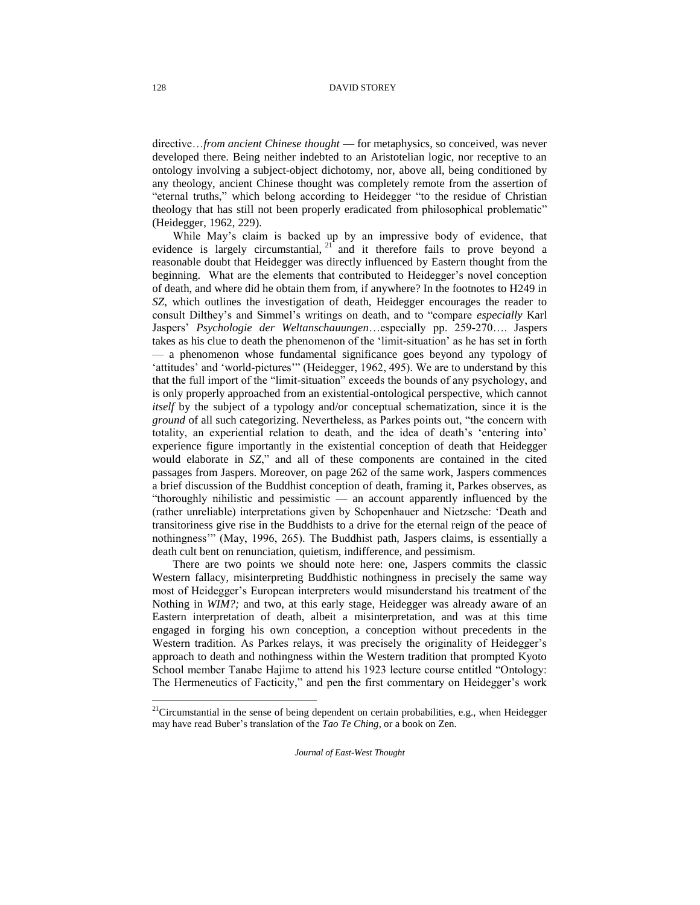directive…*from ancient Chinese thought* — for metaphysics, so conceived, was never developed there. Being neither indebted to an Aristotelian logic, nor receptive to an ontology involving a subject-object dichotomy, nor, above all, being conditioned by any theology, ancient Chinese thought was completely remote from the assertion of "eternal truths," which belong according to Heidegger "to the residue of Christian theology that has still not been properly eradicated from philosophical problematic" (Heidegger, 1962, 229).

While May's claim is backed up by an impressive body of evidence, that evidence is largely circumstantial,[21] and it therefore fails to prove beyond a reasonable doubt that Heidegger was directly influenced by Eastern thought from the beginning. What are the elements that contributed to Heidegger's novel conception of death, and where did he obtain them from, if anywhere? In the footnotes to H249 in *SZ*, which outlines the investigation of death, Heidegger encourages the reader to consult Dilthey's and Simmel's writings on death, and to "compare *especially* Karl Jaspers' *Psychologie der Weltanschauungen*…especially pp. 259-270…. Jaspers takes as his clue to death the phenomenon of the 'limit-situation' as he has set in forth — a phenomenon whose fundamental significance goes beyond any typology of 'attitudes' and 'world-pictures'" (Heidegger, 1962, 495). We are to understand by this that the full import of the "limit-situation" exceeds the bounds of any psychology, and is only properly approached from an existential-ontological perspective, which cannot *itself* by the subject of a typology and/or conceptual schematization, since it is the *ground* of all such categorizing. Nevertheless, as Parkes points out, "the concern with totality, an experiential relation to death, and the idea of death's 'entering into' experience figure importantly in the existential conception of death that Heidegger would elaborate in *SZ*," and all of these components are contained in the cited passages from Jaspers. Moreover, on page 262 of the same work, Jaspers commences a brief discussion of the Buddhist conception of death, framing it, Parkes observes, as "thoroughly nihilistic and pessimistic — an account apparently influenced by the (rather unreliable) interpretations given by Schopenhauer and Nietzsche: 'Death and transitoriness give rise in the Buddhists to a drive for the eternal reign of the peace of nothingness'" (May, 1996, 265). The Buddhist path, Jaspers claims, is essentially a death cult bent on renunciation, quietism, indifference, and pessimism.

There are two points we should note here: one, Jaspers commits the classic Western fallacy, misinterpreting Buddhistic nothingness in precisely the same way most of Heidegger's European interpreters would misunderstand his treatment of the Nothing in *WIM?;* and two, at this early stage, Heidegger was already aware of an Eastern interpretation of death, albeit a misinterpretation, and was at this time engaged in forging his own conception, a conception without precedents in the Western tradition. As Parkes relays, it was precisely the originality of Heidegger's approach to death and nothingness within the Western tradition that prompted Kyoto School member Tanabe Hajime to attend his 1923 lecture course entitled "Ontology: The Hermeneutics of Facticity," and pen the first commentary on Heidegger's work

---

[21] Circumstantial in the sense of being dependent on certain probabilities, e.g., when Heidegger may have read Buber's translation of the *Tao Te Ching*, or a book on Zen.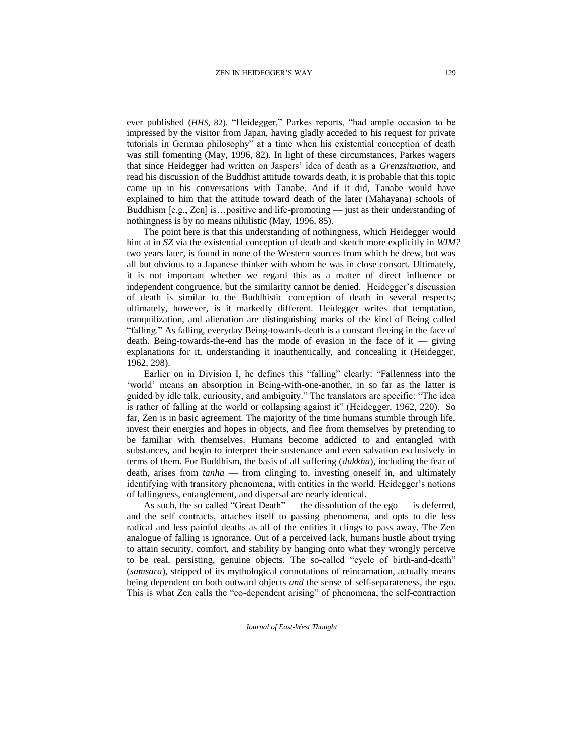ever published (*HHS,* 82). "Heidegger," Parkes reports, "had ample occasion to be impressed by the visitor from Japan, having gladly acceded to his request for private tutorials in German philosophy" at a time when his existential conception of death was still fomenting (May, 1996, 82). In light of these circumstances, Parkes wagers that since Heidegger had written on Jaspers' idea of death as a *Grenzsituation*, and read his discussion of the Buddhist attitude towards death, it is probable that this topic came up in his conversations with Tanabe. And if it did, Tanabe would have explained to him that the attitude toward death of the later (Mahayana) schools of Buddhism [e.g., Zen] is…positive and life-promoting — just as their understanding of nothingness is by no means nihilistic (May, 1996, 85).

The point here is that this understanding of nothingness, which Heidegger would hint at in *SZ* via the existential conception of death and sketch more explicitly in *WIM?* two years later, is found in none of the Western sources from which he drew, but was all but obvious to a Japanese thinker with whom he was in close consort. Ultimately, it is not important whether we regard this as a matter of direct influence or independent congruence, but the similarity cannot be denied. Heidegger's discussion of death is similar to the Buddhistic conception of death in several respects; ultimately, however, is it markedly different. Heidegger writes that temptation, tranquilization, and alienation are distinguishing marks of the kind of Being called "falling." As falling, everyday Being-towards-death is a constant fleeing in the face of death. Being-towards-the-end has the mode of evasion in the face of it — giving explanations for it, understanding it inauthentically, and concealing it (Heidegger, 1962, 298).

Earlier on in Division I, he defines this "falling" clearly: "Fallenness into the 'world' means an absorption in Being-with-one-another, in so far as the latter is guided by idle talk, curiousity, and ambiguity." The translators are specific: "The idea is rather of falling at the world or collapsing against it" (Heidegger, 1962, 220). So far, Zen is in basic agreement. The majority of the time humans stumble through life, invest their energies and hopes in objects, and flee from themselves by pretending to be familiar with themselves. Humans become addicted to and entangled with substances, and begin to interpret their sustenance and even salvation exclusively in terms of them. For Buddhism, the basis of all suffering (*dukkha*), including the fear of death, arises from *tanha* — from clinging to, investing oneself in, and ultimately identifying with transitory phenomena, with entities in the world. Heidegger's notions of fallingness, entanglement, and dispersal are nearly identical.

As such, the so called "Great Death" — the dissolution of the ego — is deferred, and the self contracts, attaches itself to passing phenomena, and opts to die less radical and less painful deaths as all of the entities it clings to pass away. The Zen analogue of falling is ignorance. Out of a perceived lack, humans hustle about trying to attain security, comfort, and stability by hanging onto what they wrongly perceive to be real, persisting, genuine objects. The so-called "cycle of birth-and-death" (*samsara*), stripped of its mythological connotations of reincarnation, actually means being dependent on both outward objects *and* the sense of self-separateness, the ego. This is what Zen calls the "co-dependent arising" of phenomena, the self-contraction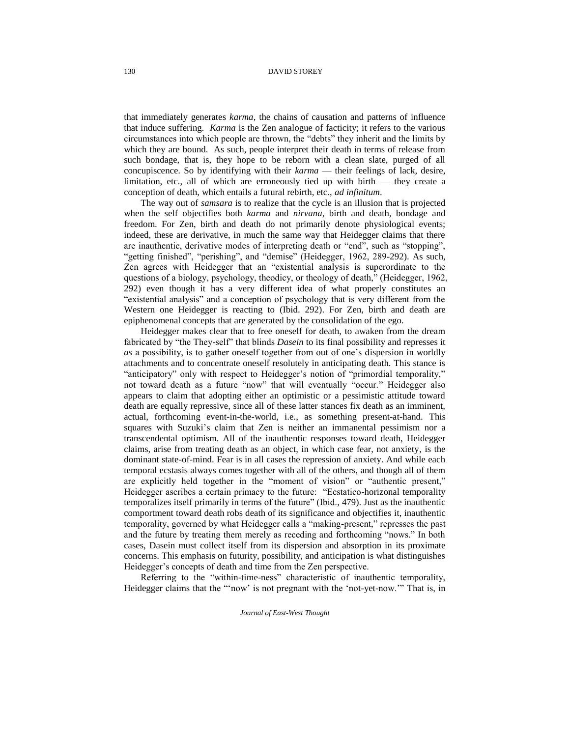that immediately generates *karma*, the chains of causation and patterns of influence that induce suffering. *Karma* is the Zen analogue of facticity; it refers to the various circumstances into which people are thrown, the "debts" they inherit and the limits by which they are bound. As such, people interpret their death in terms of release from such bondage, that is, they hope to be reborn with a clean slate, purged of all concupiscence. So by identifying with their *karma* — their feelings of lack, desire, limitation, etc., all of which are erroneously tied up with birth — they create a conception of death, which entails a futural rebirth, etc., *ad infinitum*.

The way out of *samsara* is to realize that the cycle is an illusion that is projected when the self objectifies both *karma* and *nirvana*, birth and death, bondage and freedom. For Zen, birth and death do not primarily denote physiological events; indeed, these are derivative, in much the same way that Heidegger claims that there are inauthentic, derivative modes of interpreting death or "end", such as "stopping", "getting finished", "perishing", and "demise" (Heidegger, 1962, 289-292). As such, Zen agrees with Heidegger that an "existential analysis is superordinate to the questions of a biology, psychology, theodicy, or theology of death," (Heidegger, 1962, 292) even though it has a very different idea of what properly constitutes an "existential analysis" and a conception of psychology that is very different from the Western one Heidegger is reacting to (Ibid. 292). For Zen, birth and death are epiphenomenal concepts that are generated by the consolidation of the ego.

Heidegger makes clear that to free oneself for death, to awaken from the dream fabricated by "the They-self" that blinds *Dasein* to its final possibility and represses it *as* a possibility, is to gather oneself together from out of one's dispersion in worldly attachments and to concentrate oneself resolutely in anticipating death. This stance is "anticipatory" only with respect to Heidegger's notion of "primordial temporality," not toward death as a future "now" that will eventually "occur." Heidegger also appears to claim that adopting either an optimistic or a pessimistic attitude toward death are equally repressive, since all of these latter stances fix death as an imminent, actual, forthcoming event-in-the-world, i.e., as something present-at-hand. This squares with Suzuki's claim that Zen is neither an immanental pessimism nor a transcendental optimism. All of the inauthentic responses toward death, Heidegger claims, arise from treating death as an object, in which case fear, not anxiety, is the dominant state-of-mind. Fear is in all cases the repression of anxiety. And while each temporal ecstasis always comes together with all of the others, and though all of them are explicitly held together in the "moment of vision" or "authentic present," Heidegger ascribes a certain primacy to the future: "Ecstatico-horizonal temporality temporalizes itself primarily in terms of the future" (Ibid., 479). Just as the inauthentic comportment toward death robs death of its significance and objectifies it, inauthentic temporality, governed by what Heidegger calls a "making-present," represses the past and the future by treating them merely as receding and forthcoming "nows." In both cases, Dasein must collect itself from its dispersion and absorption in its proximate concerns. This emphasis on futurity, possibility, and anticipation is what distinguishes Heidegger's concepts of death and time from the Zen perspective.

Referring to the "within-time-ness" characteristic of inauthentic temporality, Heidegger claims that the "'now' is not pregnant with the 'not-yet-now.'" That is, in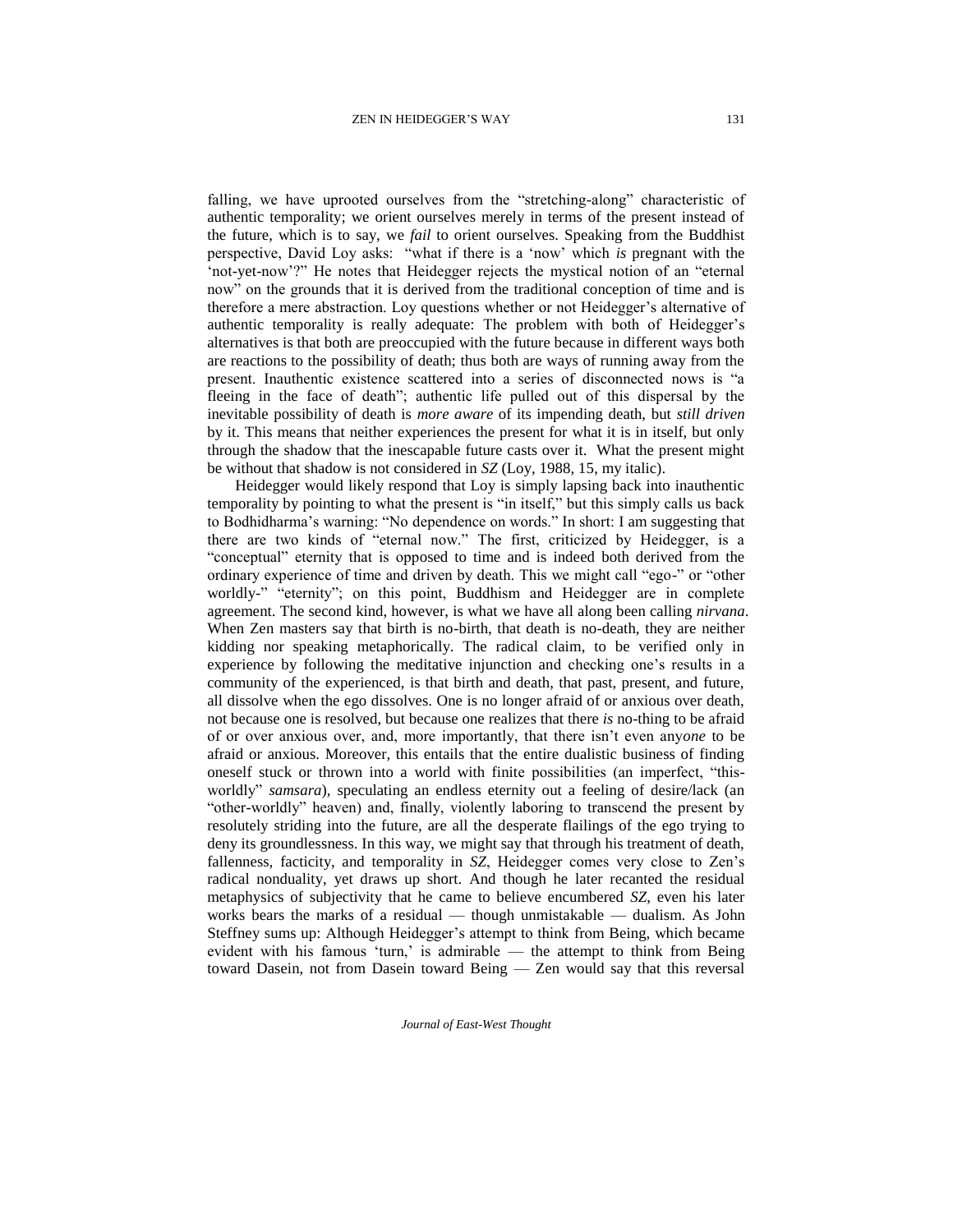falling, we have uprooted ourselves from the "stretching-along" characteristic of authentic temporality; we orient ourselves merely in terms of the present instead of the future, which is to say, we *fail* to orient ourselves. Speaking from the Buddhist perspective, David Loy asks: "what if there is a 'now' which *is* pregnant with the 'not-yet-now'?" He notes that Heidegger rejects the mystical notion of an "eternal now" on the grounds that it is derived from the traditional conception of time and is therefore a mere abstraction. Loy questions whether or not Heidegger's alternative of authentic temporality is really adequate: The problem with both of Heidegger's alternatives is that both are preoccupied with the future because in different ways both are reactions to the possibility of death; thus both are ways of running away from the present. Inauthentic existence scattered into a series of disconnected nows is "a fleeing in the face of death"; authentic life pulled out of this dispersal by the inevitable possibility of death is *more aware* of its impending death, but *still driven* by it. This means that neither experiences the present for what it is in itself, but only through the shadow that the inescapable future casts over it. What the present might be without that shadow is not considered in *SZ* (Loy, 1988, 15, my italic).

Heidegger would likely respond that Loy is simply lapsing back into inauthentic temporality by pointing to what the present is "in itself," but this simply calls us back to Bodhidharma's warning: "No dependence on words." In short: I am suggesting that there are two kinds of "eternal now." The first, criticized by Heidegger, is a "conceptual" eternity that is opposed to time and is indeed both derived from the ordinary experience of time and driven by death. This we might call "ego-" or "other worldly-" "eternity"; on this point, Buddhism and Heidegger are in complete agreement. The second kind, however, is what we have all along been calling *nirvana*. When Zen masters say that birth is no-birth, that death is no-death, they are neither kidding nor speaking metaphorically. The radical claim, to be verified only in experience by following the meditative injunction and checking one's results in a community of the experienced, is that birth and death, that past, present, and future, all dissolve when the ego dissolves. One is no longer afraid of or anxious over death, not because one is resolved, but because one realizes that there *is* no-thing to be afraid of or over anxious over, and, more importantly, that there isn't even any*one* to be afraid or anxious. Moreover, this entails that the entire dualistic business of finding oneself stuck or thrown into a world with finite possibilities (an imperfect, "this-worldly" *samsara*), speculating an endless eternity out a feeling of desire/lack (an "other-worldly" heaven) and, finally, violently laboring to transcend the present by resolutely striding into the future, are all the desperate flailings of the ego trying to deny its groundlessness. In this way, we might say that through his treatment of death, fallenness, facticity, and temporality in *SZ*, Heidegger comes very close to Zen's radical nonduality, yet draws up short. And though he later recanted the residual metaphysics of subjectivity that he came to believe encumbered *SZ*, even his later works bears the marks of a residual — though unmistakable — dualism. As John Steffney sums up: Although Heidegger's attempt to think from Being, which became evident with his famous 'turn,' is admirable — the attempt to think from Being toward Dasein, not from Dasein toward Being — Zen would say that this reversal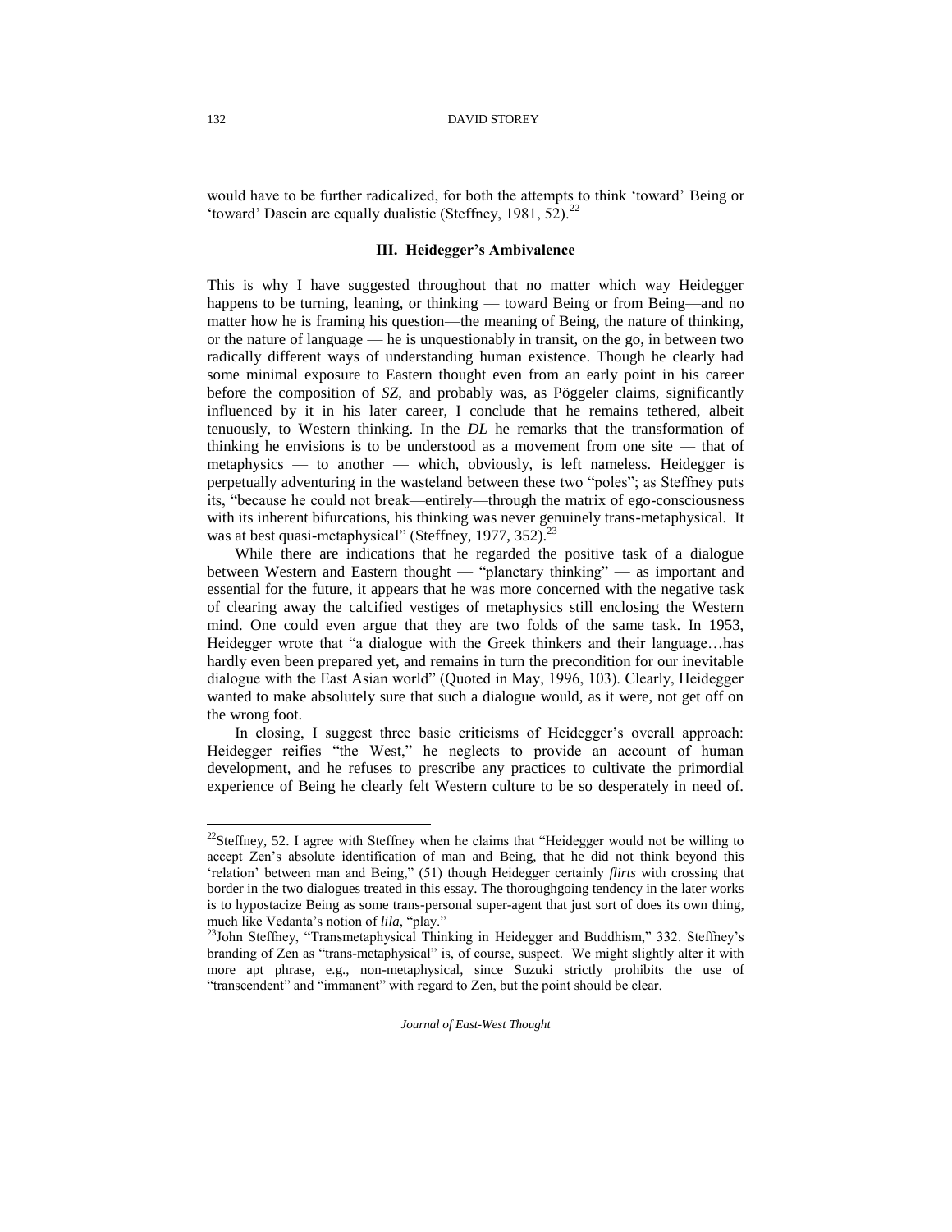would have to be further radicalized, for both the attempts to think 'toward' Being or 'toward' Dasein are equally dualistic (Steffney, 1981, 52).[22]

### III. Heidegger's Ambivalence

This is why I have suggested throughout that no matter which way Heidegger happens to be turning, leaning, or thinking — toward Being or from Being—and no matter how he is framing his question—the meaning of Being, the nature of thinking, or the nature of language — he is unquestionably in transit, on the go, in between two radically different ways of understanding human existence. Though he clearly had some minimal exposure to Eastern thought even from an early point in his career before the composition of *SZ*, and probably was, as Pöggeler claims, significantly influenced by it in his later career, I conclude that he remains tethered, albeit tenuously, to Western thinking. In the *DL* he remarks that the transformation of thinking he envisions is to be understood as a movement from one site — that of metaphysics — to another — which, obviously, is left nameless. Heidegger is perpetually adventuring in the wasteland between these two "poles"; as Steffney puts its, "because he could not break—entirely—through the matrix of ego-consciousness with its inherent bifurcations, his thinking was never genuinely trans-metaphysical. It was at best quasi-metaphysical" (Steffney, 1977, 352).[23]

While there are indications that he regarded the positive task of a dialogue between Western and Eastern thought — "planetary thinking" — as important and essential for the future, it appears that he was more concerned with the negative task of clearing away the calcified vestiges of metaphysics still enclosing the Western mind. One could even argue that they are two folds of the same task. In 1953, Heidegger wrote that "a dialogue with the Greek thinkers and their language…has hardly even been prepared yet, and remains in turn the precondition for our inevitable dialogue with the East Asian world" (Quoted in May, 1996, 103). Clearly, Heidegger wanted to make absolutely sure that such a dialogue would, as it were, not get off on the wrong foot.

In closing, I suggest three basic criticisms of Heidegger's overall approach: Heidegger reifies "the West," he neglects to provide an account of human development, and he refuses to prescribe any practices to cultivate the primordial experience of Being he clearly felt Western culture to be so desperately in need of.

---

[22]Steffney, 52. I agree with Steffney when he claims that "Heidegger would not be willing to accept Zen's absolute identification of man and Being, that he did not think beyond this 'relation' between man and Being," (51) though Heidegger certainly *flirts* with crossing that border in the two dialogues treated in this essay. The thoroughgoing tendency in the later works is to hypostacize Being as some trans-personal super-agent that just sort of does its own thing, much like Vedanta's notion of *lila*, "play."

[23]John Steffney, "Transmetaphysical Thinking in Heidegger and Buddhism," 332. Steffney's branding of Zen as "trans-metaphysical" is, of course, suspect. We might slightly alter it with more apt phrase, e.g., non-metaphysical, since Suzuki strictly prohibits the use of "transcendent" and "immanent" with regard to Zen, but the point should be clear.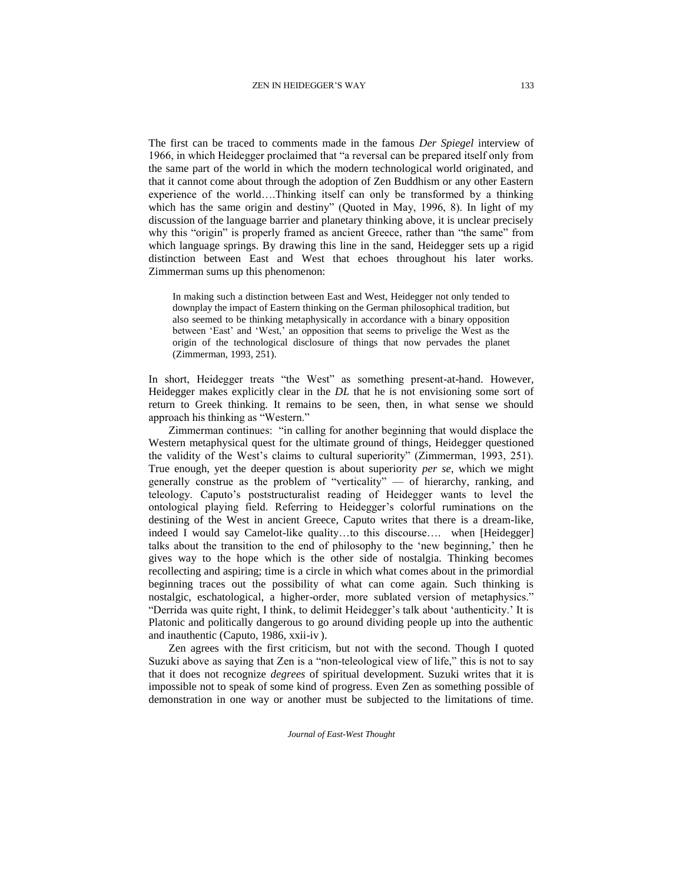The first can be traced to comments made in the famous *Der Spiegel* interview of 1966, in which Heidegger proclaimed that "a reversal can be prepared itself only from the same part of the world in which the modern technological world originated, and that it cannot come about through the adoption of Zen Buddhism or any other Eastern experience of the world….Thinking itself can only be transformed by a thinking which has the same origin and destiny" (Quoted in May, 1996, 8). In light of my discussion of the language barrier and planetary thinking above, it is unclear precisely why this "origin" is properly framed as ancient Greece, rather than "the same" from which language springs. By drawing this line in the sand, Heidegger sets up a rigid distinction between East and West that echoes throughout his later works. Zimmerman sums up this phenomenon:

> In making such a distinction between East and West, Heidegger not only tended to downplay the impact of Eastern thinking on the German philosophical tradition, but also seemed to be thinking metaphysically in accordance with a binary opposition between 'East' and 'West,' an opposition that seems to privelige the West as the origin of the technological disclosure of things that now pervades the planet (Zimmerman, 1993, 251).

In short, Heidegger treats "the West" as something present-at-hand. However, Heidegger makes explicitly clear in the *DL* that he is not envisioning some sort of return to Greek thinking. It remains to be seen, then, in what sense we should approach his thinking as "Western."

Zimmerman continues: "in calling for another beginning that would displace the Western metaphysical quest for the ultimate ground of things, Heidegger questioned the validity of the West's claims to cultural superiority" (Zimmerman, 1993, 251). True enough, yet the deeper question is about superiority *per se*, which we might generally construe as the problem of "verticality" — of hierarchy, ranking, and teleology. Caputo's poststructuralist reading of Heidegger wants to level the ontological playing field. Referring to Heidegger's colorful ruminations on the destining of the West in ancient Greece, Caputo writes that there is a dream-like, indeed I would say Camelot-like quality…to this discourse…. when [Heidegger] talks about the transition to the end of philosophy to the 'new beginning,' then he gives way to the hope which is the other side of nostalgia. Thinking becomes recollecting and aspiring; time is a circle in which what comes about in the primordial beginning traces out the possibility of what can come again. Such thinking is nostalgic, eschatological, a higher-order, more sublated version of metaphysics." "Derrida was quite right, I think, to delimit Heidegger's talk about 'authenticity.' It is Platonic and politically dangerous to go around dividing people up into the authentic and inauthentic (Caputo, 1986, xxii-iv).

Zen agrees with the first criticism, but not with the second. Though I quoted Suzuki above as saying that Zen is a "non-teleological view of life," this is not to say that it does not recognize *degrees* of spiritual development. Suzuki writes that it is impossible not to speak of some kind of progress. Even Zen as something possible of demonstration in one way or another must be subjected to the limitations of time.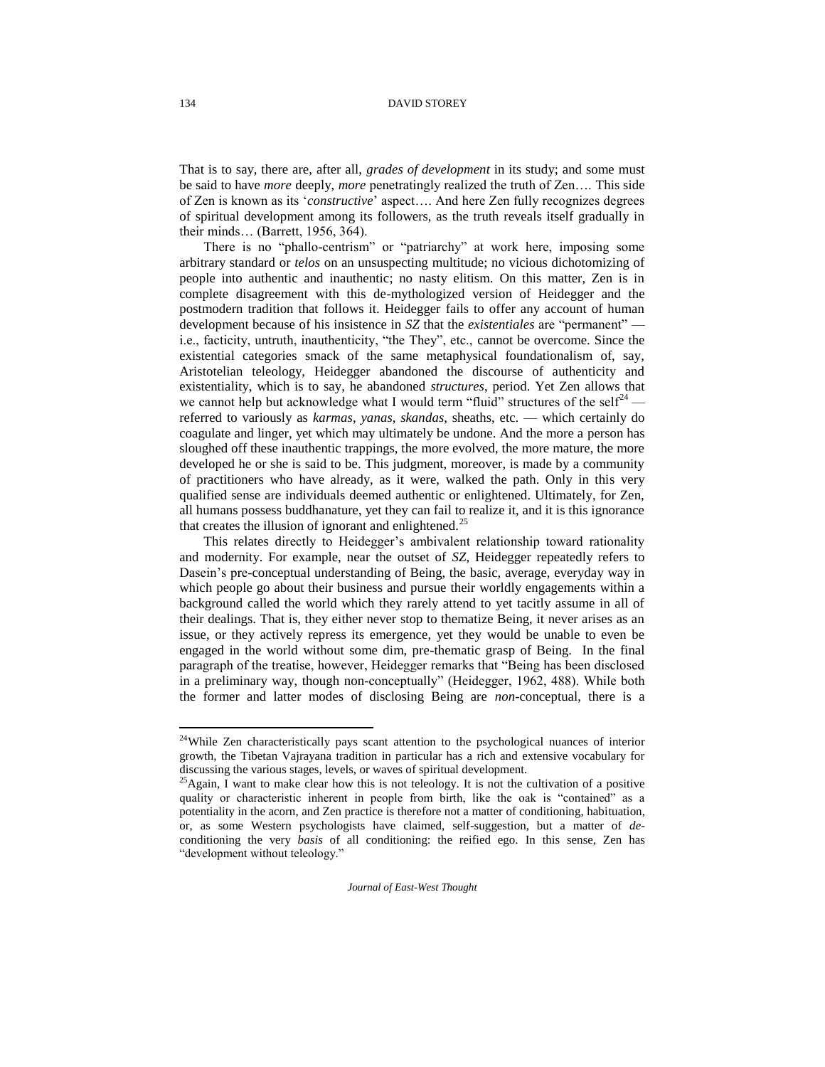That is to say, there are, after all, *grades of development* in its study; and some must be said to have *more* deeply, *more* penetratingly realized the truth of Zen…. This side of Zen is known as its '*constructive*' aspect…. And here Zen fully recognizes degrees of spiritual development among its followers, as the truth reveals itself gradually in their minds… (Barrett, 1956, 364).

There is no "phallo-centrism" or "patriarchy" at work here, imposing some arbitrary standard or *telos* on an unsuspecting multitude; no vicious dichotomizing of people into authentic and inauthentic; no nasty elitism. On this matter, Zen is in complete disagreement with this de-mythologized version of Heidegger and the postmodern tradition that follows it. Heidegger fails to offer any account of human development because of his insistence in *SZ* that the *existentiales* are "permanent" — i.e., facticity, untruth, inauthenticity, "the They", etc., cannot be overcome. Since the existential categories smack of the same metaphysical foundationalism of, say, Aristotelian teleology, Heidegger abandoned the discourse of authenticity and existentiality, which is to say, he abandoned *structures*, period. Yet Zen allows that we cannot help but acknowledge what I would term "fluid" structures of the self[24] — referred to variously as *karmas*, *yanas*, *skandas*, sheaths, etc. — which certainly do coagulate and linger, yet which may ultimately be undone. And the more a person has sloughed off these inauthentic trappings, the more evolved, the more mature, the more developed he or she is said to be. This judgment, moreover, is made by a community of practitioners who have already, as it were, walked the path. Only in this very qualified sense are individuals deemed authentic or enlightened. Ultimately, for Zen, all humans possess buddhanature, yet they can fail to realize it, and it is this ignorance that creates the illusion of ignorant and enlightened.[25]

This relates directly to Heidegger's ambivalent relationship toward rationality and modernity. For example, near the outset of *SZ*, Heidegger repeatedly refers to Dasein's pre-conceptual understanding of Being, the basic, average, everyday way in which people go about their business and pursue their worldly engagements within a background called the world which they rarely attend to yet tacitly assume in all of their dealings. That is, they either never stop to thematize Being, it never arises as an issue, or they actively repress its emergence, yet they would be unable to even be engaged in the world without some dim, pre-thematic grasp of Being. In the final paragraph of the treatise, however, Heidegger remarks that "Being has been disclosed in a preliminary way, though non-conceptually" (Heidegger, 1962, 488). While both the former and latter modes of disclosing Being are *non*-conceptual, there is a

---

[24]While Zen characteristically pays scant attention to the psychological nuances of interior growth, the Tibetan Vajrayana tradition in particular has a rich and extensive vocabulary for discussing the various stages, levels, or waves of spiritual development.

[25]Again, I want to make clear how this is not teleology. It is not the cultivation of a positive quality or characteristic inherent in people from birth, like the oak is "contained" as a potentiality in the acorn, and Zen practice is therefore not a matter of conditioning, habituation, or, as some Western psychologists have claimed, self-suggestion, but a matter of *de*-conditioning the very *basis* of all conditioning: the reified ego. In this sense, Zen has "development without teleology."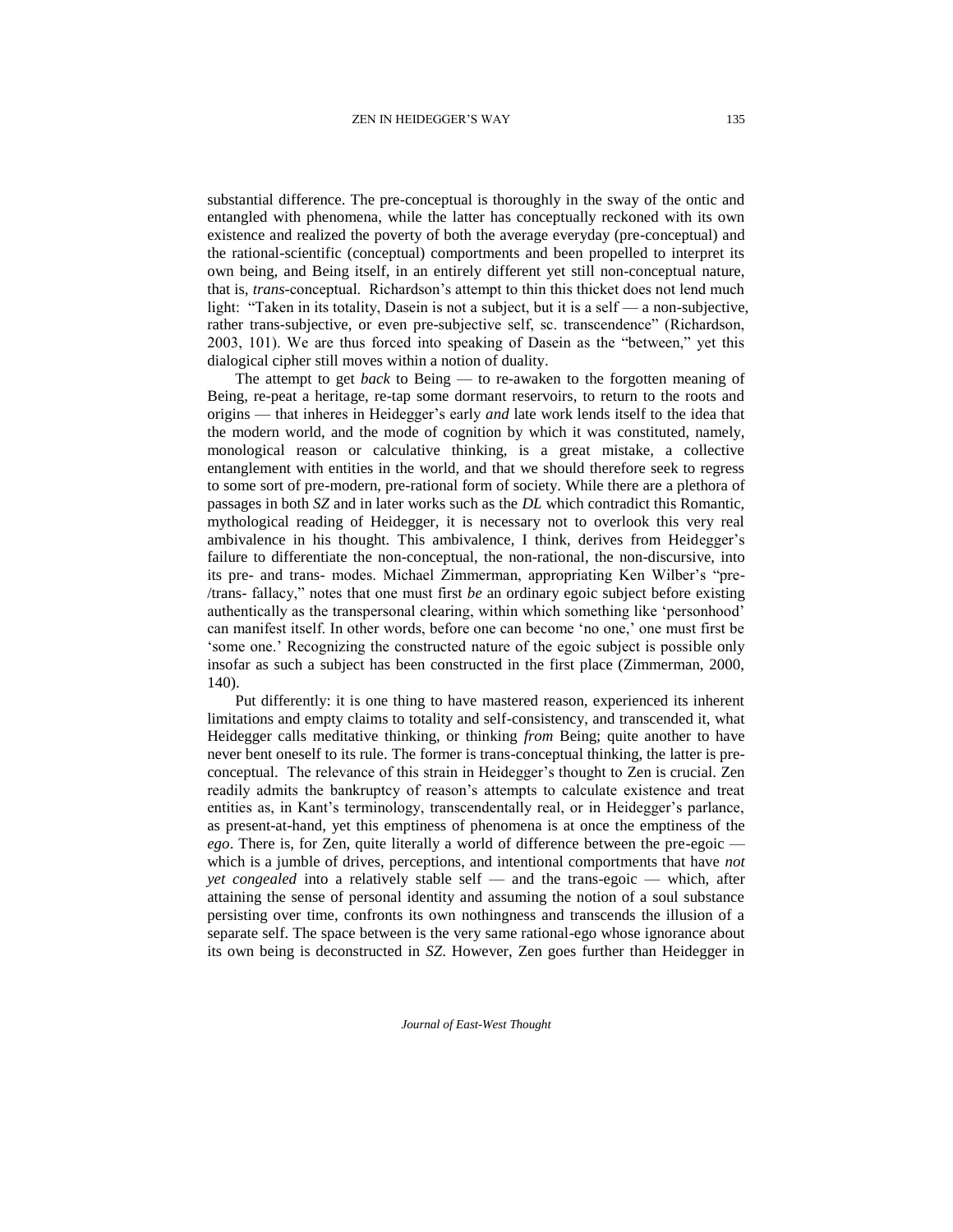substantial difference. The pre-conceptual is thoroughly in the sway of the ontic and entangled with phenomena, while the latter has conceptually reckoned with its own existence and realized the poverty of both the average everyday (pre-conceptual) and the rational-scientific (conceptual) comportments and been propelled to interpret its own being, and Being itself, in an entirely different yet still non-conceptual nature, that is, *trans*-conceptual. Richardson's attempt to thin this thicket does not lend much light: "Taken in its totality, Dasein is not a subject, but it is a self — a non-subjective, rather trans-subjective, or even pre-subjective self, sc. transcendence" (Richardson, 2003, 101). We are thus forced into speaking of Dasein as the "between," yet this dialogical cipher still moves within a notion of duality.

The attempt to get *back* to Being — to re-awaken to the forgotten meaning of Being, re-peat a heritage, re-tap some dormant reservoirs, to return to the roots and origins — that inheres in Heidegger's early *and* late work lends itself to the idea that the modern world, and the mode of cognition by which it was constituted, namely, monological reason or calculative thinking, is a great mistake, a collective entanglement with entities in the world, and that we should therefore seek to regress to some sort of pre-modern, pre-rational form of society. While there are a plethora of passages in both *SZ* and in later works such as the *DL* which contradict this Romantic, mythological reading of Heidegger, it is necessary not to overlook this very real ambivalence in his thought. This ambivalence, I think, derives from Heidegger's failure to differentiate the non-conceptual, the non-rational, the non-discursive, into its pre- and trans- modes. Michael Zimmerman, appropriating Ken Wilber's "pre-/trans- fallacy," notes that one must first *be* an ordinary egoic subject before existing authentically as the transpersonal clearing, within which something like 'personhood' can manifest itself. In other words, before one can become 'no one,' one must first be 'some one.' Recognizing the constructed nature of the egoic subject is possible only insofar as such a subject has been constructed in the first place (Zimmerman, 2000, 140).

Put differently: it is one thing to have mastered reason, experienced its inherent limitations and empty claims to totality and self-consistency, and transcended it, what Heidegger calls meditative thinking, or thinking *from* Being; quite another to have never bent oneself to its rule. The former is trans-conceptual thinking, the latter is pre-conceptual. The relevance of this strain in Heidegger's thought to Zen is crucial. Zen readily admits the bankruptcy of reason's attempts to calculate existence and treat entities as, in Kant's terminology, transcendentally real, or in Heidegger's parlance, as present-at-hand, yet this emptiness of phenomena is at once the emptiness of the *ego*. There is, for Zen, quite literally a world of difference between the pre-egoic — which is a jumble of drives, perceptions, and intentional comportments that have *not yet congealed* into a relatively stable self — and the trans-egoic — which, after attaining the sense of personal identity and assuming the notion of a soul substance persisting over time, confronts its own nothingness and transcends the illusion of a separate self. The space between is the very same rational-ego whose ignorance about its own being is deconstructed in *SZ*. However, Zen goes further than Heidegger in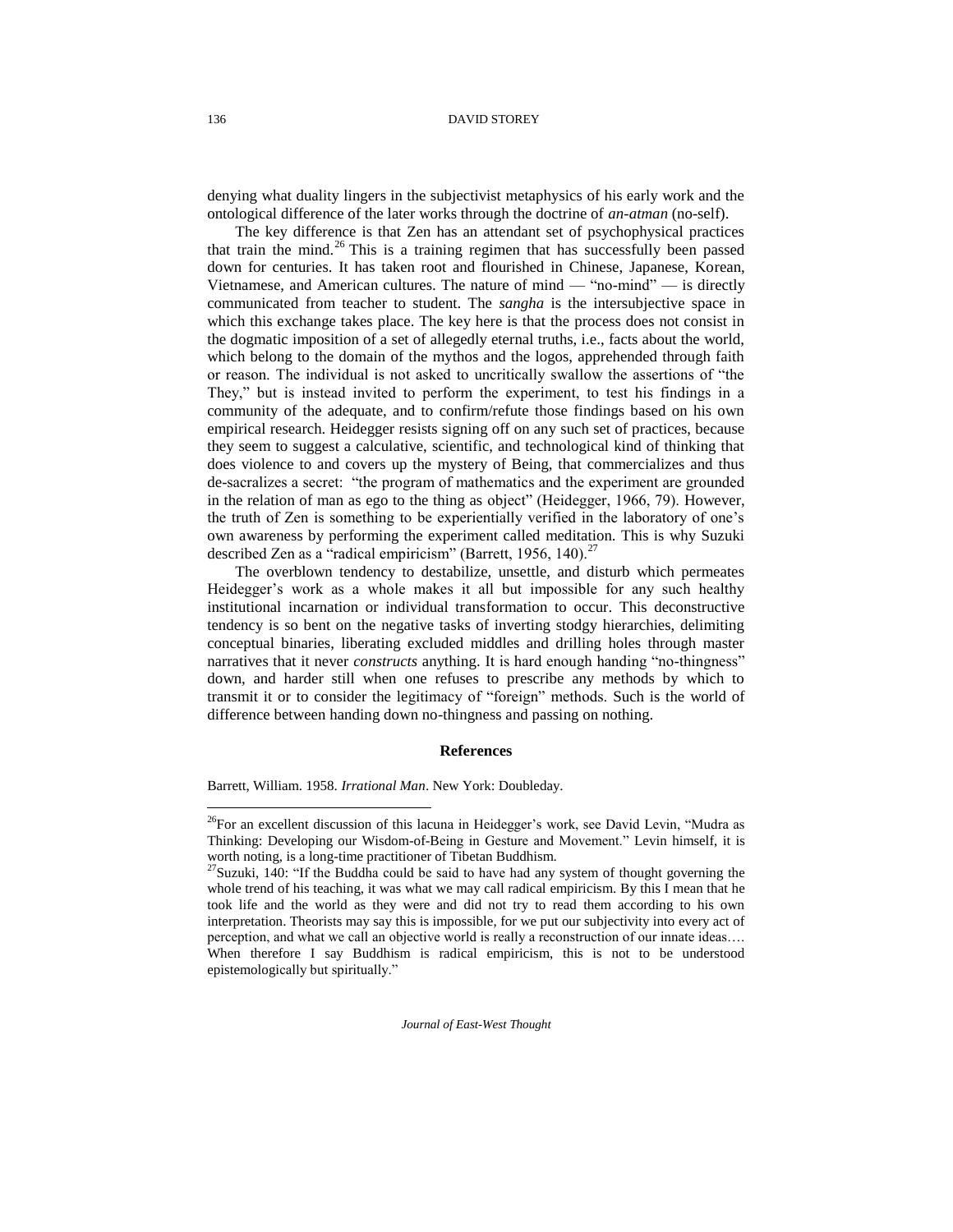denying what duality lingers in the subjectivist metaphysics of his early work and the ontological difference of the later works through the doctrine of *an-atman* (no-self).

The key difference is that Zen has an attendant set of psychophysical practices that train the mind.[26] This is a training regimen that has successfully been passed down for centuries. It has taken root and flourished in Chinese, Japanese, Korean, Vietnamese, and American cultures. The nature of mind — "no-mind" — is directly communicated from teacher to student. The *sangha* is the intersubjective space in which this exchange takes place. The key here is that the process does not consist in the dogmatic imposition of a set of allegedly eternal truths, i.e., facts about the world, which belong to the domain of the mythos and the logos, apprehended through faith or reason. The individual is not asked to uncritically swallow the assertions of "the They," but is instead invited to perform the experiment, to test his findings in a community of the adequate, and to confirm/refute those findings based on his own empirical research. Heidegger resists signing off on any such set of practices, because they seem to suggest a calculative, scientific, and technological kind of thinking that does violence to and covers up the mystery of Being, that commercializes and thus de-sacralizes a secret: "the program of mathematics and the experiment are grounded in the relation of man as ego to the thing as object" (Heidegger, 1966, 79). However, the truth of Zen is something to be experientially verified in the laboratory of one's own awareness by performing the experiment called meditation. This is why Suzuki described Zen as a "radical empiricism" (Barrett, 1956, 140).[27]

The overblown tendency to destabilize, unsettle, and disturb which permeates Heidegger's work as a whole makes it all but impossible for any such healthy institutional incarnation or individual transformation to occur. This deconstructive tendency is so bent on the negative tasks of inverting stodgy hierarchies, delimiting conceptual binaries, liberating excluded middles and drilling holes through master narratives that it never *constructs* anything. It is hard enough handing "no-thingness" down, and harder still when one refuses to prescribe any methods by which to transmit it or to consider the legitimacy of "foreign" methods. Such is the world of difference between handing down no-thingness and passing on nothing.

## References

Barrett, William. 1958. *Irrational Man*. New York: Doubleday.

---

[26]For an excellent discussion of this lacuna in Heidegger's work, see David Levin, "Mudra as Thinking: Developing our Wisdom-of-Being in Gesture and Movement." Levin himself, it is worth noting, is a long-time practitioner of Tibetan Buddhism.

[27]Suzuki, 140: "If the Buddha could be said to have had any system of thought governing the whole trend of his teaching, it was what we may call radical empiricism. By this I mean that he took life and the world as they were and did not try to read them according to his own interpretation. Theorists may say this is impossible, for we put our subjectivity into every act of perception, and what we call an objective world is really a reconstruction of our innate ideas…. When therefore I say Buddhism is radical empiricism, this is not to be understood epistemologically but spiritually."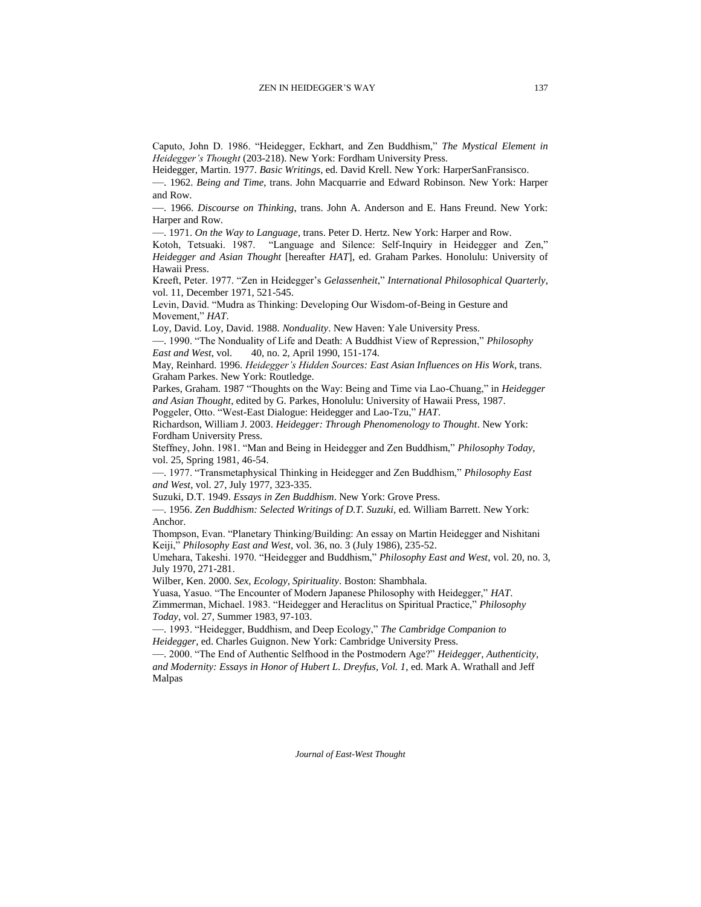Caputo, John D. 1986. "Heidegger, Eckhart, and Zen Buddhism," *The Mystical Element in Heidegger's Thought* (203-218). New York: Fordham University Press.

Heidegger, Martin. 1977. *Basic Writings*, ed. David Krell. New York: HarperSanFransisco.

—. 1962. *Being and Time*, trans. John Macquarrie and Edward Robinson. New York: Harper and Row.

—. 1966. *Discourse on Thinking*, trans. John A. Anderson and E. Hans Freund. New York: Harper and Row.

—. 1971. *On the Way to Language*, trans. Peter D. Hertz. New York: Harper and Row.

Kotoh, Tetsuaki. 1987. "Language and Silence: Self-Inquiry in Heidegger and Zen," *Heidegger and Asian Thought* [hereafter *HAT*], ed. Graham Parkes. Honolulu: University of Hawaii Press.

Kreeft, Peter. 1977. "Zen in Heidegger's *Gelassenheit*," *International Philosophical Quarterly*, vol. 11, December 1971, 521-545.

Levin, David. "Mudra as Thinking: Developing Our Wisdom-of-Being in Gesture and Movement," *HAT*.

Loy, David. Loy, David. 1988. *Nonduality*. New Haven: Yale University Press.

—. 1990. "The Nonduality of Life and Death: A Buddhist View of Repression," *Philosophy East and West*, vol. 40, no. 2, April 1990, 151-174.

May, Reinhard. 1996. *Heidegger's Hidden Sources: East Asian Influences on His Work*, trans. Graham Parkes. New York: Routledge.

Parkes, Graham. 1987 "Thoughts on the Way: Being and Time via Lao-Chuang," in *Heidegger and Asian Thought*, edited by G. Parkes, Honolulu: University of Hawaii Press, 1987.

Poggeler, Otto. "West-East Dialogue: Heidegger and Lao-Tzu," *HAT*.

Richardson, William J. 2003. *Heidegger: Through Phenomenology to Thought*. New York: Fordham University Press.

Steffney, John. 1981. "Man and Being in Heidegger and Zen Buddhism," *Philosophy Today*, vol. 25, Spring 1981, 46-54.

—. 1977. "Transmetaphysical Thinking in Heidegger and Zen Buddhism," *Philosophy East and West*, vol. 27, July 1977, 323-335.

Suzuki, D.T. 1949. *Essays in Zen Buddhism*. New York: Grove Press.

—. 1956. *Zen Buddhism: Selected Writings of D.T. Suzuki*, ed. William Barrett. New York: Anchor.

Thompson, Evan. "Planetary Thinking/Building: An essay on Martin Heidegger and Nishitani Keiji," *Philosophy East and West*, vol. 36, no. 3 (July 1986), 235-52.

Umehara, Takeshi. 1970. "Heidegger and Buddhism," *Philosophy East and West*, vol. 20, no. 3, July 1970, 271-281.

Wilber, Ken. 2000. *Sex, Ecology, Spirituality*. Boston: Shambhala.

Yuasa, Yasuo. "The Encounter of Modern Japanese Philosophy with Heidegger," *HAT*.

Zimmerman, Michael. 1983. "Heidegger and Heraclitus on Spiritual Practice," *Philosophy Today*, vol. 27, Summer 1983, 97-103.

—. 1993. "Heidegger, Buddhism, and Deep Ecology," *The Cambridge Companion to Heidegger*, ed. Charles Guignon. New York: Cambridge University Press.

—. 2000. "The End of Authentic Selfhood in the Postmodern Age?" *Heidegger, Authenticity, and Modernity: Essays in Honor of Hubert L. Dreyfus, Vol. 1*, ed. Mark A. Wrathall and Jeff Malpas